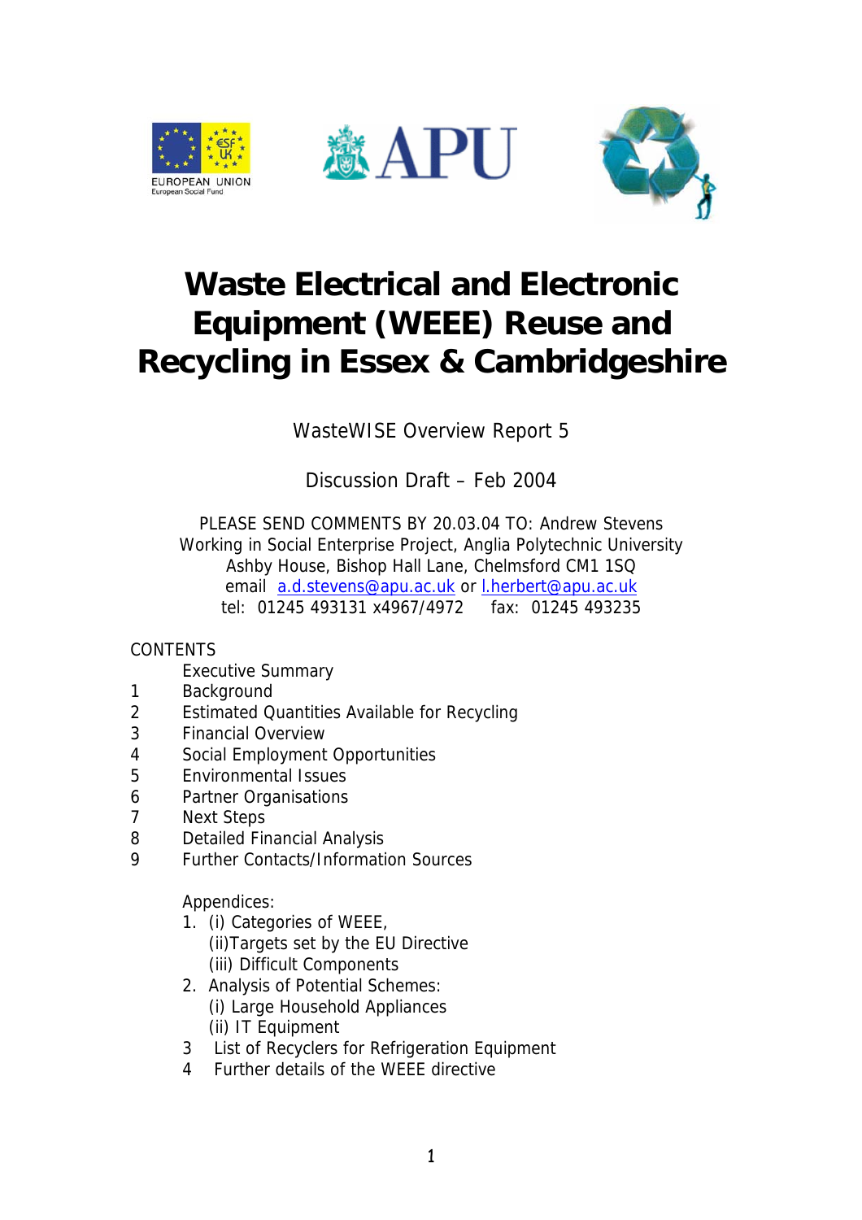# Waste Electrical and Electronic Equipment (WEEE) Reuse and Recycling in Essex & Cambridgeshire

WasteWISE Overview Report 5

Discussion Draft – Feb 2004

PLEASE SEND COMMENTS BY 20.03.04 TO: Andrew Stevens
Working in Social Enterprise Project, Anglia Polytechnic University
Ashby House, Bishop Hall Lane, Chelmsford CM1 1SQ
email a.d.stevens@apu.ac.uk or l.herbert@apu.ac.uk
tel: 01245 493131 x4967/4972 fax: 01245 493235

CONTENTS

- Executive Summary
- 1 Background
- 2 Estimated Quantities Available for Recycling
- 3 Financial Overview
- 4 Social Employment Opportunities
- 5 Environmental Issues
- 6 Partner Organisations
- 7 Next Steps
- 8 Detailed Financial Analysis
- 9 Further Contacts/Information Sources

Appendices:

1. (i) Categories of WEEE,
   (ii) Targets set by the EU Directive
   (iii) Difficult Components
2. Analysis of Potential Schemes:
   (i) Large Household Appliances
   (ii) IT Equipment
3. List of Recyclers for Refrigeration Equipment
4. Further details of the WEEE directive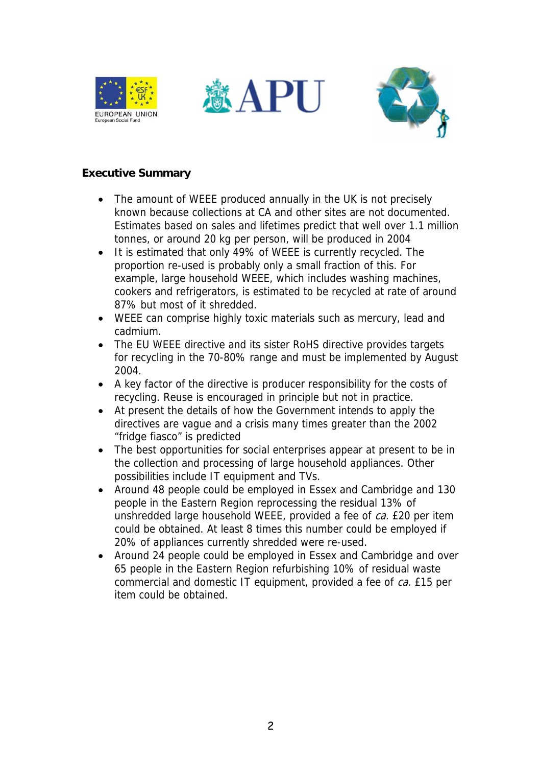## Executive Summary

- The amount of WEEE produced annually in the UK is not precisely known because collections at CA and other sites are not documented. Estimates based on sales and lifetimes predict that well over 1.1 million tonnes, or around 20 kg per person, will be produced in 2004
- It is estimated that only 49% of WEEE is currently recycled. The proportion re-used is probably only a small fraction of this. For example, large household WEEE, which includes washing machines, cookers and refrigerators, is estimated to be recycled at rate of around 87% but most of it shredded.
- WEEE can comprise highly toxic materials such as mercury, lead and cadmium.
- The EU WEEE directive and its sister RoHS directive provides targets for recycling in the 70-80% range and must be implemented by August 2004.
- A key factor of the directive is producer responsibility for the costs of recycling. Reuse is encouraged in principle but not in practice.
- At present the details of how the Government intends to apply the directives are vague and a crisis many times greater than the 2002 "fridge fiasco" is predicted
- The best opportunities for social enterprises appear at present to be in the collection and processing of large household appliances. Other possibilities include IT equipment and TVs.
- Around 48 people could be employed in Essex and Cambridge and 130 people in the Eastern Region reprocessing the residual 13% of unshredded large household WEEE, provided a fee of *ca.* £20 per item could be obtained. At least 8 times this number could be employed if 20% of appliances currently shredded were re-used.
- Around 24 people could be employed in Essex and Cambridge and over 65 people in the Eastern Region refurbishing 10% of residual waste commercial and domestic IT equipment, provided a fee of *ca.* £15 per item could be obtained.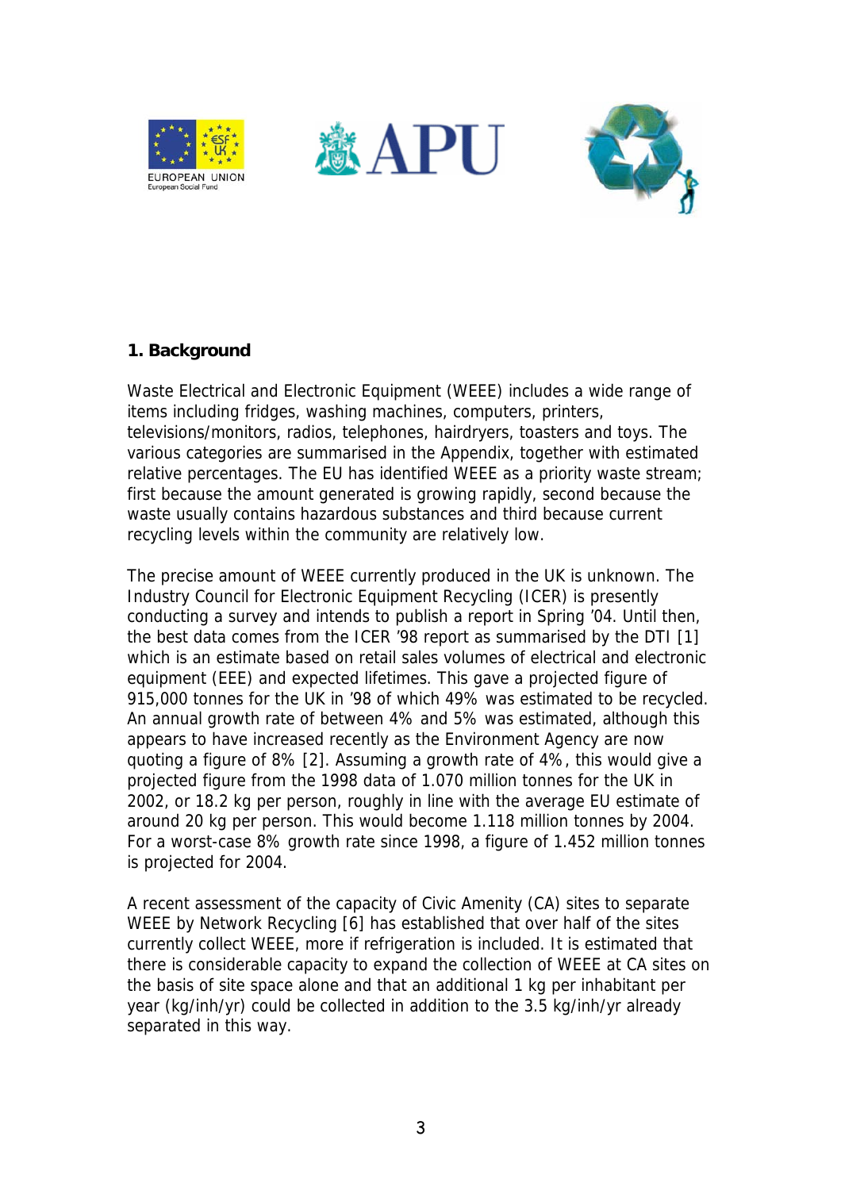## 1. Background

Waste Electrical and Electronic Equipment (WEEE) includes a wide range of items including fridges, washing machines, computers, printers, televisions/monitors, radios, telephones, hairdryers, toasters and toys. The various categories are summarised in the Appendix, together with estimated relative percentages. The EU has identified WEEE as a priority waste stream; first because the amount generated is growing rapidly, second because the waste usually contains hazardous substances and third because current recycling levels within the community are relatively low.

The precise amount of WEEE currently produced in the UK is unknown. The Industry Council for Electronic Equipment Recycling (ICER) is presently conducting a survey and intends to publish a report in Spring '04. Until then, the best data comes from the ICER '98 report as summarised by the DTI [1] which is an estimate based on retail sales volumes of electrical and electronic equipment (EEE) and expected lifetimes. This gave a projected figure of 915,000 tonnes for the UK in '98 of which 49% was estimated to be recycled. An annual growth rate of between 4% and 5% was estimated, although this appears to have increased recently as the Environment Agency are now quoting a figure of 8% [2]. Assuming a growth rate of 4%, this would give a projected figure from the 1998 data of 1.070 million tonnes for the UK in 2002, or 18.2 kg per person, roughly in line with the average EU estimate of around 20 kg per person. This would become 1.118 million tonnes by 2004. For a worst-case 8% growth rate since 1998, a figure of 1.452 million tonnes is projected for 2004.

A recent assessment of the capacity of Civic Amenity (CA) sites to separate WEEE by Network Recycling [6] has established that over half of the sites currently collect WEEE, more if refrigeration is included. It is estimated that there is considerable capacity to expand the collection of WEEE at CA sites on the basis of site space alone and that an additional 1 kg per inhabitant per year (kg/inh/yr) could be collected in addition to the 3.5 kg/inh/yr already separated in this way.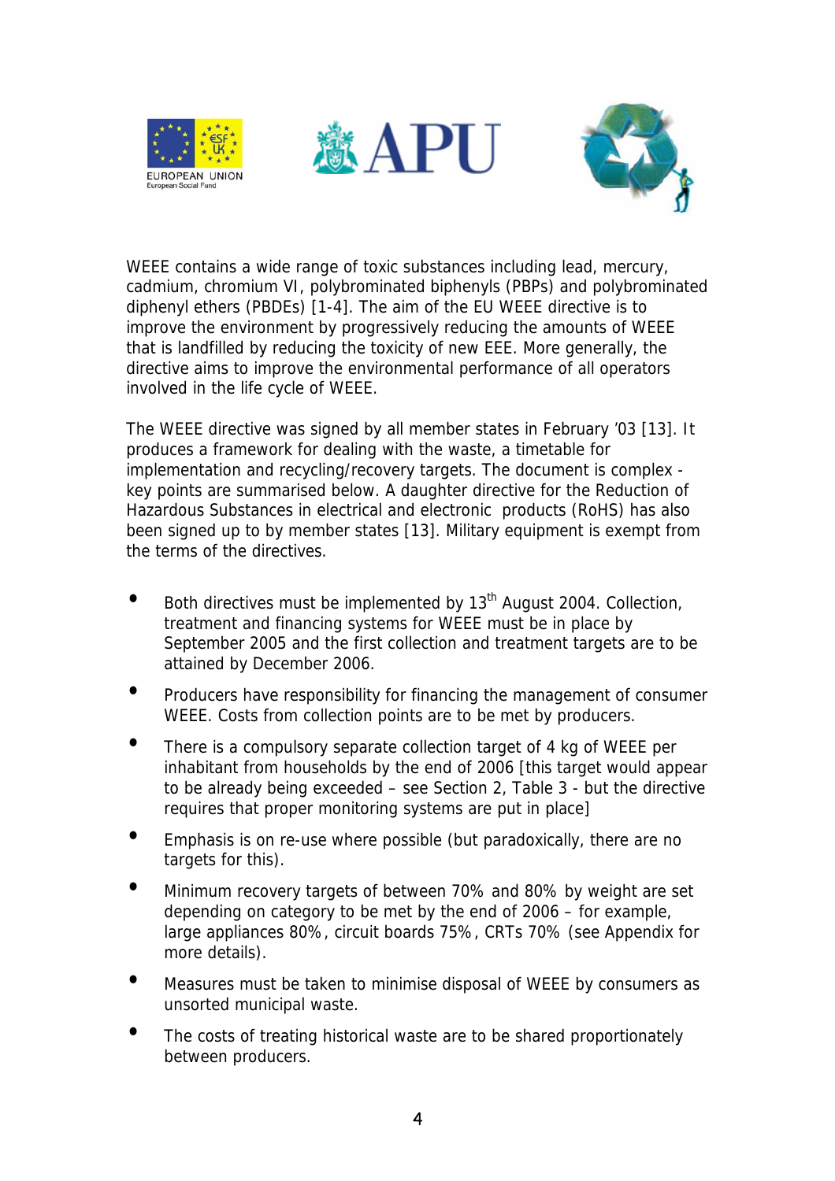WEEE contains a wide range of toxic substances including lead, mercury, cadmium, chromium VI, polybrominated biphenyls (PBPs) and polybrominated diphenyl ethers (PBDEs) [1-4]. The aim of the EU WEEE directive is to improve the environment by progressively reducing the amounts of WEEE that is landfilled by reducing the toxicity of new EEE. More generally, the directive aims to improve the environmental performance of all operators involved in the life cycle of WEEE.

The WEEE directive was signed by all member states in February '03 [13]. It produces a framework for dealing with the waste, a timetable for implementation and recycling/recovery targets. The document is complex - key points are summarised below. A daughter directive for the Reduction of Hazardous Substances in electrical and electronic products (RoHS) has also been signed up to by member states [13]. Military equipment is exempt from the terms of the directives.

- Both directives must be implemented by 13th August 2004. Collection, treatment and financing systems for WEEE must be in place by September 2005 and the first collection and treatment targets are to be attained by December 2006.
- Producers have responsibility for financing the management of consumer WEEE. Costs from collection points are to be met by producers.
- There is a compulsory separate collection target of 4 kg of WEEE per inhabitant from households by the end of 2006 [this target would appear to be already being exceeded – see Section 2, Table 3 - but the directive requires that proper monitoring systems are put in place]
- Emphasis is on re-use where possible (but paradoxically, there are no targets for this).
- Minimum recovery targets of between 70% and 80% by weight are set depending on category to be met by the end of 2006 – for example, large appliances 80%, circuit boards 75%, CRTs 70% (see Appendix for more details).
- Measures must be taken to minimise disposal of WEEE by consumers as unsorted municipal waste.
- The costs of treating historical waste are to be shared proportionately between producers.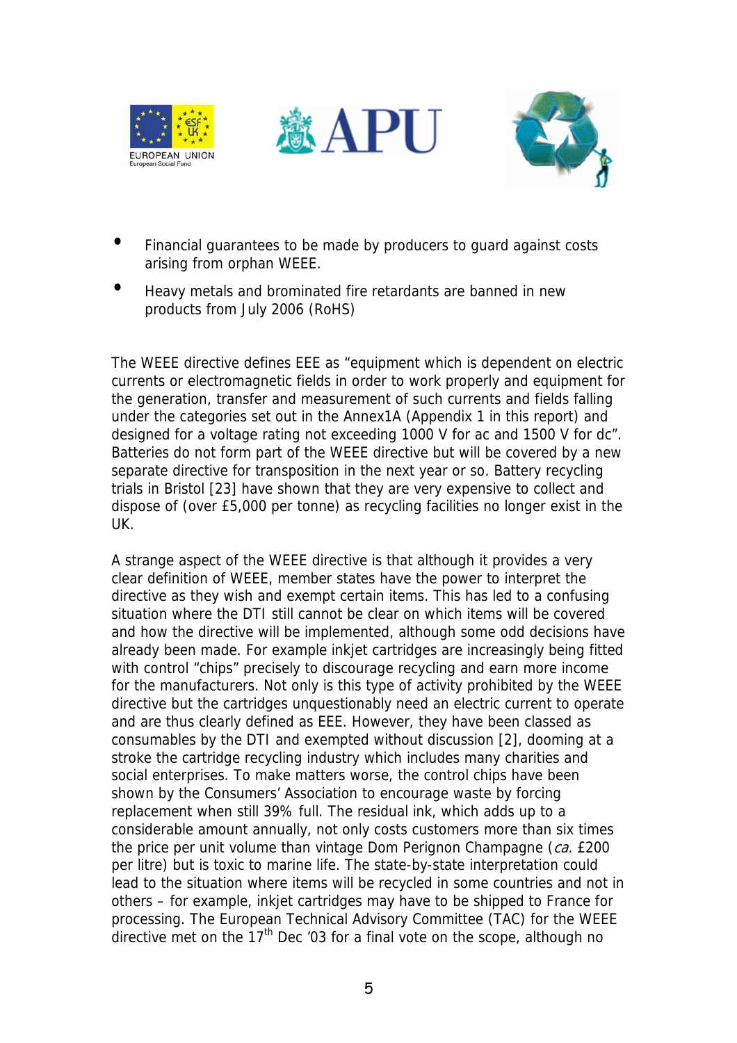- Financial guarantees to be made by producers to guard against costs arising from orphan WEEE.
- Heavy metals and brominated fire retardants are banned in new products from July 2006 (RoHS)

The WEEE directive defines EEE as "equipment which is dependent on electric currents or electromagnetic fields in order to work properly and equipment for the generation, transfer and measurement of such currents and fields falling under the categories set out in the Annex1A (Appendix 1 in this report) and designed for a voltage rating not exceeding 1000 V for ac and 1500 V for dc". Batteries do not form part of the WEEE directive but will be covered by a new separate directive for transposition in the next year or so. Battery recycling trials in Bristol [23] have shown that they are very expensive to collect and dispose of (over £5,000 per tonne) as recycling facilities no longer exist in the UK.

A strange aspect of the WEEE directive is that although it provides a very clear definition of WEEE, member states have the power to interpret the directive as they wish and exempt certain items. This has led to a confusing situation where the DTI still cannot be clear on which items will be covered and how the directive will be implemented, although some odd decisions have already been made. For example inkjet cartridges are increasingly being fitted with control "chips" precisely to discourage recycling and earn more income for the manufacturers. Not only is this type of activity prohibited by the WEEE directive but the cartridges unquestionably need an electric current to operate and are thus clearly defined as EEE. However, they have been classed as consumables by the DTI and exempted without discussion [2], dooming at a stroke the cartridge recycling industry which includes many charities and social enterprises. To make matters worse, the control chips have been shown by the Consumers' Association to encourage waste by forcing replacement when still 39% full. The residual ink, which adds up to a considerable amount annually, not only costs customers more than six times the price per unit volume than vintage Dom Perignon Champagne (*ca.* £200 per litre) but is toxic to marine life. The state-by-state interpretation could lead to the situation where items will be recycled in some countries and not in others – for example, inkjet cartridges may have to be shipped to France for processing. The European Technical Advisory Committee (TAC) for the WEEE directive met on the 17th Dec '03 for a final vote on the scope, although no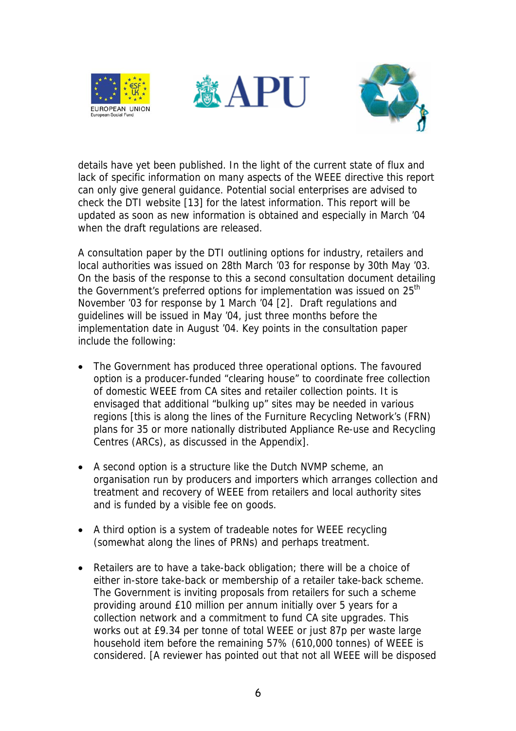details have yet been published. In the light of the current state of flux and lack of specific information on many aspects of the WEEE directive this report can only give general guidance. Potential social enterprises are advised to check the DTI website [13] for the latest information. This report will be updated as soon as new information is obtained and especially in March '04 when the draft regulations are released.

A consultation paper by the DTI outlining options for industry, retailers and local authorities was issued on 28th March '03 for response by 30th May '03. On the basis of the response to this a second consultation document detailing the Government's preferred options for implementation was issued on 25th November '03 for response by 1 March '04 [2]. Draft regulations and guidelines will be issued in May '04, just three months before the implementation date in August '04. Key points in the consultation paper include the following:

- The Government has produced three operational options. The favoured option is a producer-funded "clearing house" to coordinate free collection of domestic WEEE from CA sites and retailer collection points. It is envisaged that additional "bulking up" sites may be needed in various regions [this is along the lines of the Furniture Recycling Network's (FRN) plans for 35 or more nationally distributed Appliance Re-use and Recycling Centres (ARCs), as discussed in the Appendix].
- A second option is a structure like the Dutch NVMP scheme, an organisation run by producers and importers which arranges collection and treatment and recovery of WEEE from retailers and local authority sites and is funded by a visible fee on goods.
- A third option is a system of tradeable notes for WEEE recycling (somewhat along the lines of PRNs) and perhaps treatment.
- Retailers are to have a take-back obligation; there will be a choice of either in-store take-back or membership of a retailer take-back scheme. The Government is inviting proposals from retailers for such a scheme providing around £10 million per annum initially over 5 years for a collection network and a commitment to fund CA site upgrades. This works out at £9.34 per tonne of total WEEE or just 87p per waste large household item before the remaining 57% (610,000 tonnes) of WEEE is considered. [A reviewer has pointed out that not all WEEE will be disposed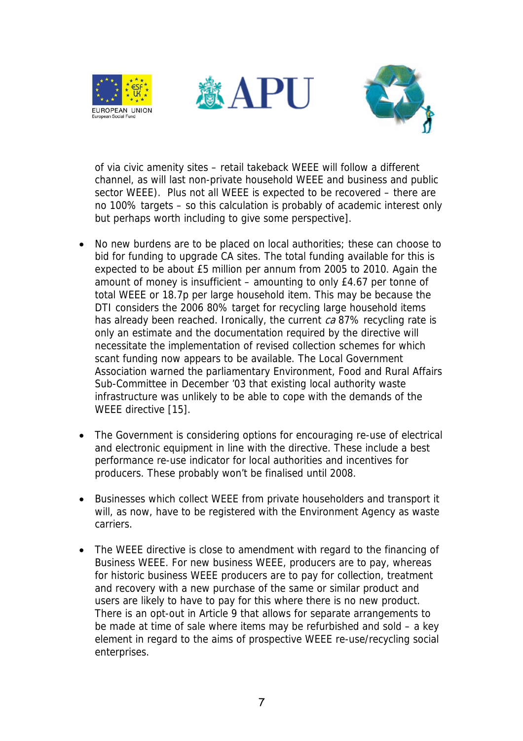of via civic amenity sites – retail takeback WEEE will follow a different channel, as will last non-private household WEEE and business and public sector WEEE). Plus not all WEEE is expected to be recovered – there are no 100% targets – so this calculation is probably of academic interest only but perhaps worth including to give some perspective].

- No new burdens are to be placed on local authorities; these can choose to bid for funding to upgrade CA sites. The total funding available for this is expected to be about £5 million per annum from 2005 to 2010. Again the amount of money is insufficient – amounting to only £4.67 per tonne of total WEEE or 18.7p per large household item. This may be because the DTI considers the 2006 80% target for recycling large household items has already been reached. Ironically, the current *ca* 87% recycling rate is only an estimate and the documentation required by the directive will necessitate the implementation of revised collection schemes for which scant funding now appears to be available. The Local Government Association warned the parliamentary Environment, Food and Rural Affairs Sub-Committee in December '03 that existing local authority waste infrastructure was unlikely to be able to cope with the demands of the WEEE directive [15].

- The Government is considering options for encouraging re-use of electrical and electronic equipment in line with the directive. These include a best performance re-use indicator for local authorities and incentives for producers. These probably won't be finalised until 2008.

- Businesses which collect WEEE from private householders and transport it will, as now, have to be registered with the Environment Agency as waste carriers.

- The WEEE directive is close to amendment with regard to the financing of Business WEEE. For new business WEEE, producers are to pay, whereas for historic business WEEE producers are to pay for collection, treatment and recovery with a new purchase of the same or similar product and users are likely to have to pay for this where there is no new product. There is an opt-out in Article 9 that allows for separate arrangements to be made at time of sale where items may be refurbished and sold – a key element in regard to the aims of prospective WEEE re-use/recycling social enterprises.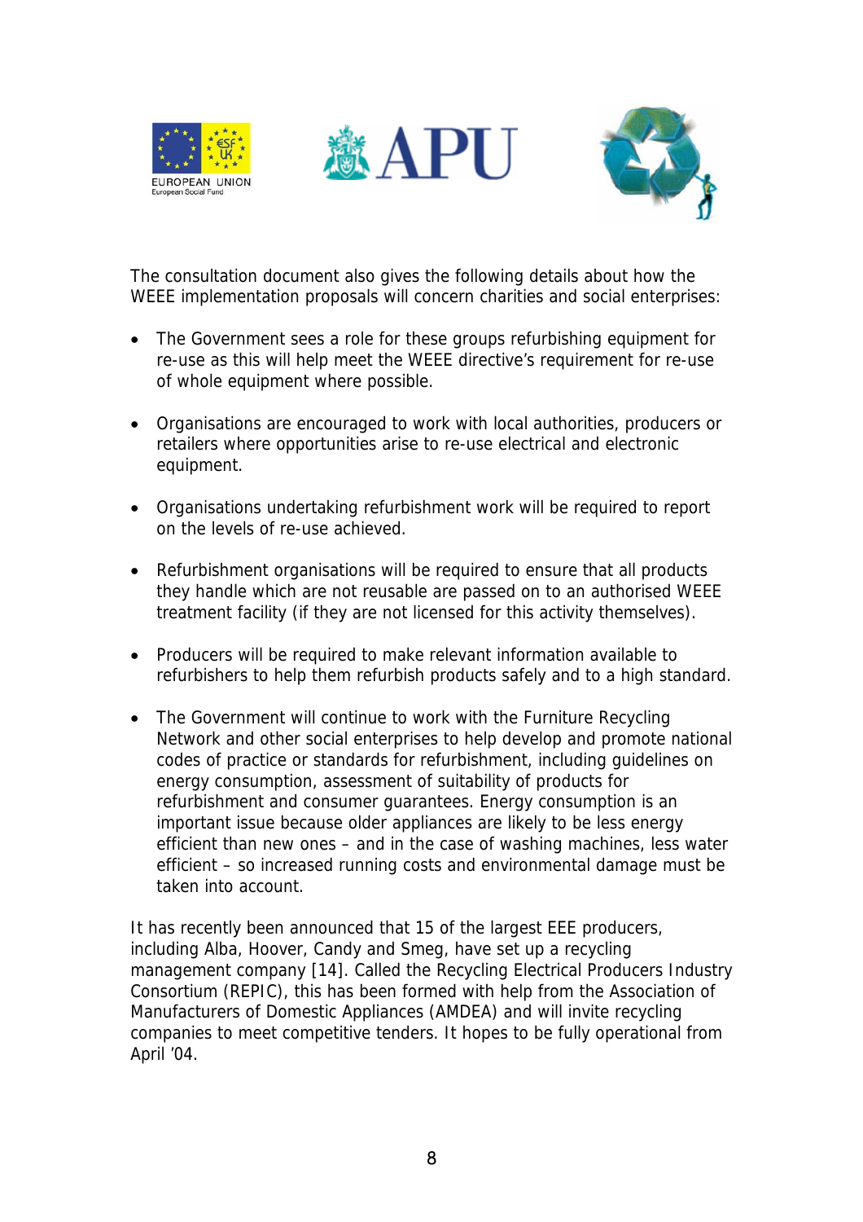The consultation document also gives the following details about how the WEEE implementation proposals will concern charities and social enterprises:

- The Government sees a role for these groups refurbishing equipment for re-use as this will help meet the WEEE directive's requirement for re-use of whole equipment where possible.

- Organisations are encouraged to work with local authorities, producers or retailers where opportunities arise to re-use electrical and electronic equipment.

- Organisations undertaking refurbishment work will be required to report on the levels of re-use achieved.

- Refurbishment organisations will be required to ensure that all products they handle which are not reusable are passed on to an authorised WEEE treatment facility (if they are not licensed for this activity themselves).

- Producers will be required to make relevant information available to refurbishers to help them refurbish products safely and to a high standard.

- The Government will continue to work with the Furniture Recycling Network and other social enterprises to help develop and promote national codes of practice or standards for refurbishment, including guidelines on energy consumption, assessment of suitability of products for refurbishment and consumer guarantees. Energy consumption is an important issue because older appliances are likely to be less energy efficient than new ones – and in the case of washing machines, less water efficient – so increased running costs and environmental damage must be taken into account.

It has recently been announced that 15 of the largest EEE producers, including Alba, Hoover, Candy and Smeg, have set up a recycling management company [14]. Called the Recycling Electrical Producers Industry Consortium (REPIC), this has been formed with help from the Association of Manufacturers of Domestic Appliances (AMDEA) and will invite recycling companies to meet competitive tenders. It hopes to be fully operational from April '04.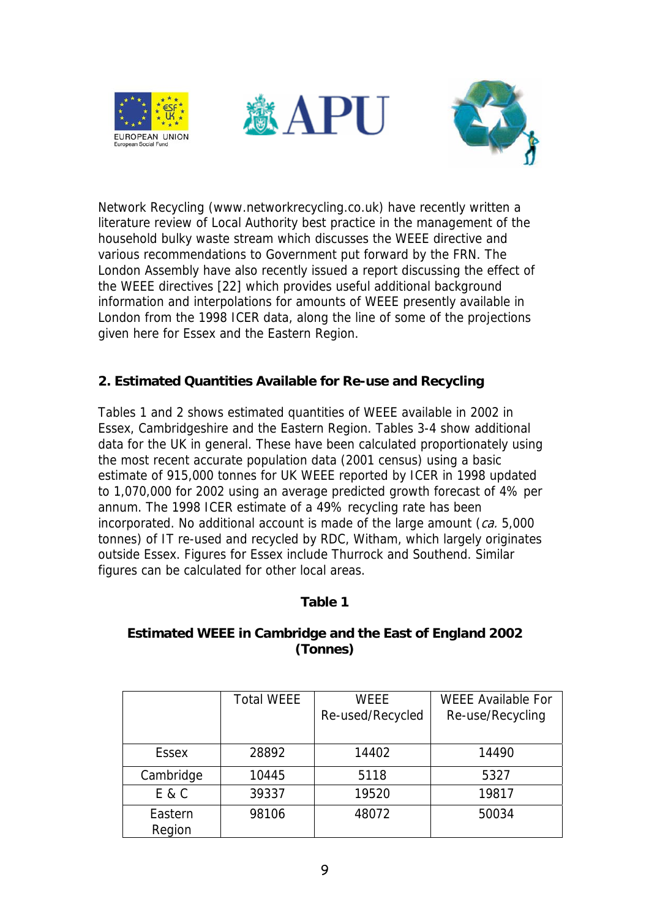Network Recycling (www.networkrecycling.co.uk) have recently written a literature review of Local Authority best practice in the management of the household bulky waste stream which discusses the WEEE directive and various recommendations to Government put forward by the FRN. The London Assembly have also recently issued a report discussing the effect of the WEEE directives [22] which provides useful additional background information and interpolations for amounts of WEEE presently available in London from the 1998 ICER data, along the line of some of the projections given here for Essex and the Eastern Region.

## 2. Estimated Quantities Available for Re-use and Recycling

Tables 1 and 2 shows estimated quantities of WEEE available in 2002 in Essex, Cambridgeshire and the Eastern Region. Tables 3-4 show additional data for the UK in general. These have been calculated proportionately using the most recent accurate population data (2001 census) using a basic estimate of 915,000 tonnes for UK WEEE reported by ICER in 1998 updated to 1,070,000 for 2002 using an average predicted growth forecast of 4% per annum. The 1998 ICER estimate of a 49% recycling rate has been incorporated. No additional account is made of the large amount (*ca.* 5,000 tonnes) of IT re-used and recycled by RDC, Witham, which largely originates outside Essex. Figures for Essex include Thurrock and Southend. Similar figures can be calculated for other local areas.

**Table 1**

**Estimated WEEE in Cambridge and the East of England 2002 (Tonnes)**

| | Total WEEE | WEEE Re-used/Recycled | WEEE Available For Re-use/Recycling |
|---|---|---|---|
| Essex | 28892 | 14402 | 14490 |
| Cambridge | 10445 | 5118 | 5327 |
| E & C | 39337 | 19520 | 19817 |
| Eastern Region | 98106 | 48072 | 50034 |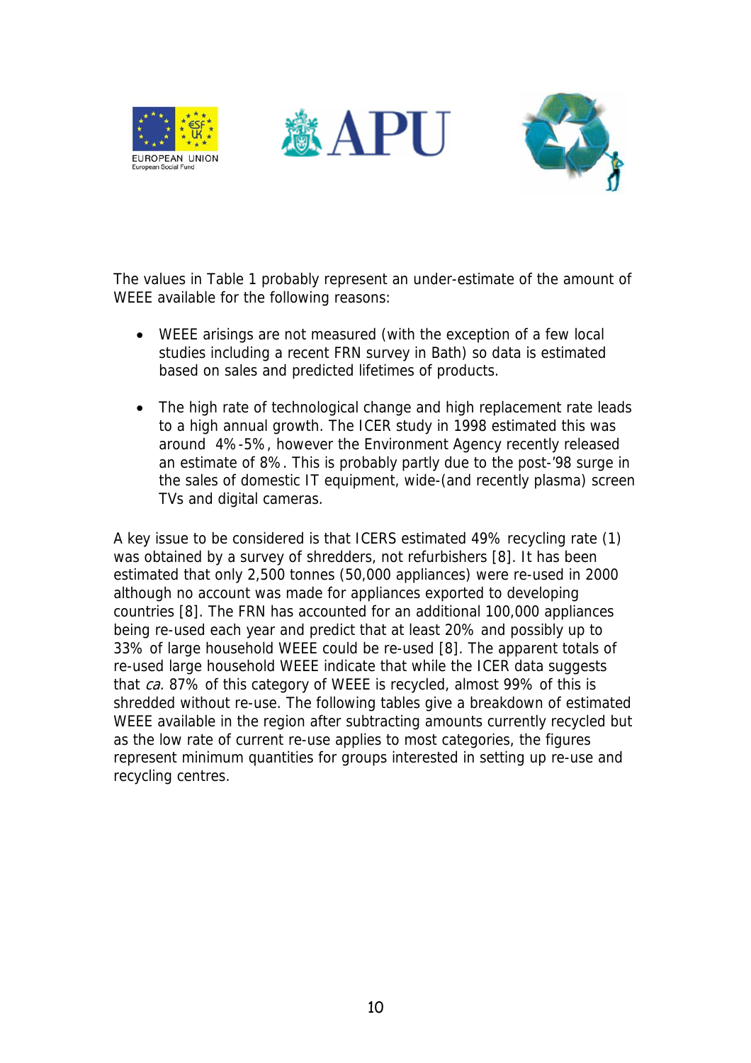The values in Table 1 probably represent an under-estimate of the amount of WEEE available for the following reasons:

- WEEE arisings are not measured (with the exception of a few local studies including a recent FRN survey in Bath) so data is estimated based on sales and predicted lifetimes of products.

- The high rate of technological change and high replacement rate leads to a high annual growth. The ICER study in 1998 estimated this was around 4%-5%, however the Environment Agency recently released an estimate of 8%. This is probably partly due to the post-'98 surge in the sales of domestic IT equipment, wide-(and recently plasma) screen TVs and digital cameras.

A key issue to be considered is that ICERS estimated 49% recycling rate (1) was obtained by a survey of shredders, not refurbishers [8]. It has been estimated that only 2,500 tonnes (50,000 appliances) were re-used in 2000 although no account was made for appliances exported to developing countries [8]. The FRN has accounted for an additional 100,000 appliances being re-used each year and predict that at least 20% and possibly up to 33% of large household WEEE could be re-used [8]. The apparent totals of re-used large household WEEE indicate that while the ICER data suggests that *ca.* 87% of this category of WEEE is recycled, almost 99% of this is shredded without re-use. The following tables give a breakdown of estimated WEEE available in the region after subtracting amounts currently recycled but as the low rate of current re-use applies to most categories, the figures represent minimum quantities for groups interested in setting up re-use and recycling centres.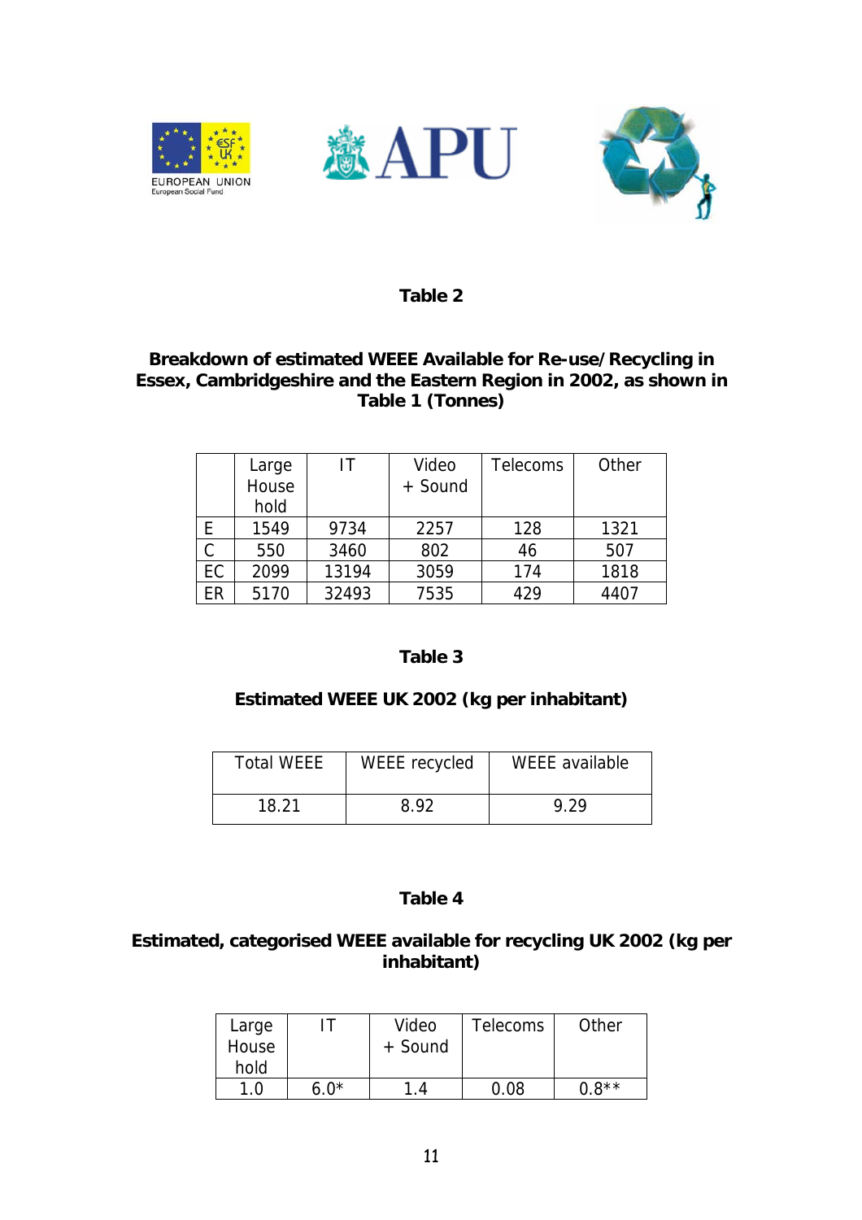**Table 2**

**Breakdown of estimated WEEE Available for Re-use/Recycling in Essex, Cambridgeshire and the Eastern Region in 2002, as shown in Table 1 (Tonnes)**

| | Large House hold | IT | Video + Sound | Telecoms | Other |
|---|---|---|---|---|---|
| E | 1549 | 9734 | 2257 | 128 | 1321 |
| C | 550 | 3460 | 802 | 46 | 507 |
| EC | 2099 | 13194 | 3059 | 174 | 1818 |
| ER | 5170 | 32493 | 7535 | 429 | 4407 |

**Table 3**

**Estimated WEEE UK 2002 (kg per inhabitant)**

| Total WEEE | WEEE recycled | WEEE available |
|---|---|---|
| 18.21 | 8.92 | 9.29 |

**Table 4**

**Estimated, categorised WEEE available for recycling UK 2002 (kg per inhabitant)**

| Large House hold | IT | Video + Sound | Telecoms | Other |
|---|---|---|---|---|
| 1.0 | 6.0* | 1.4 | 0.08 | 0.8** |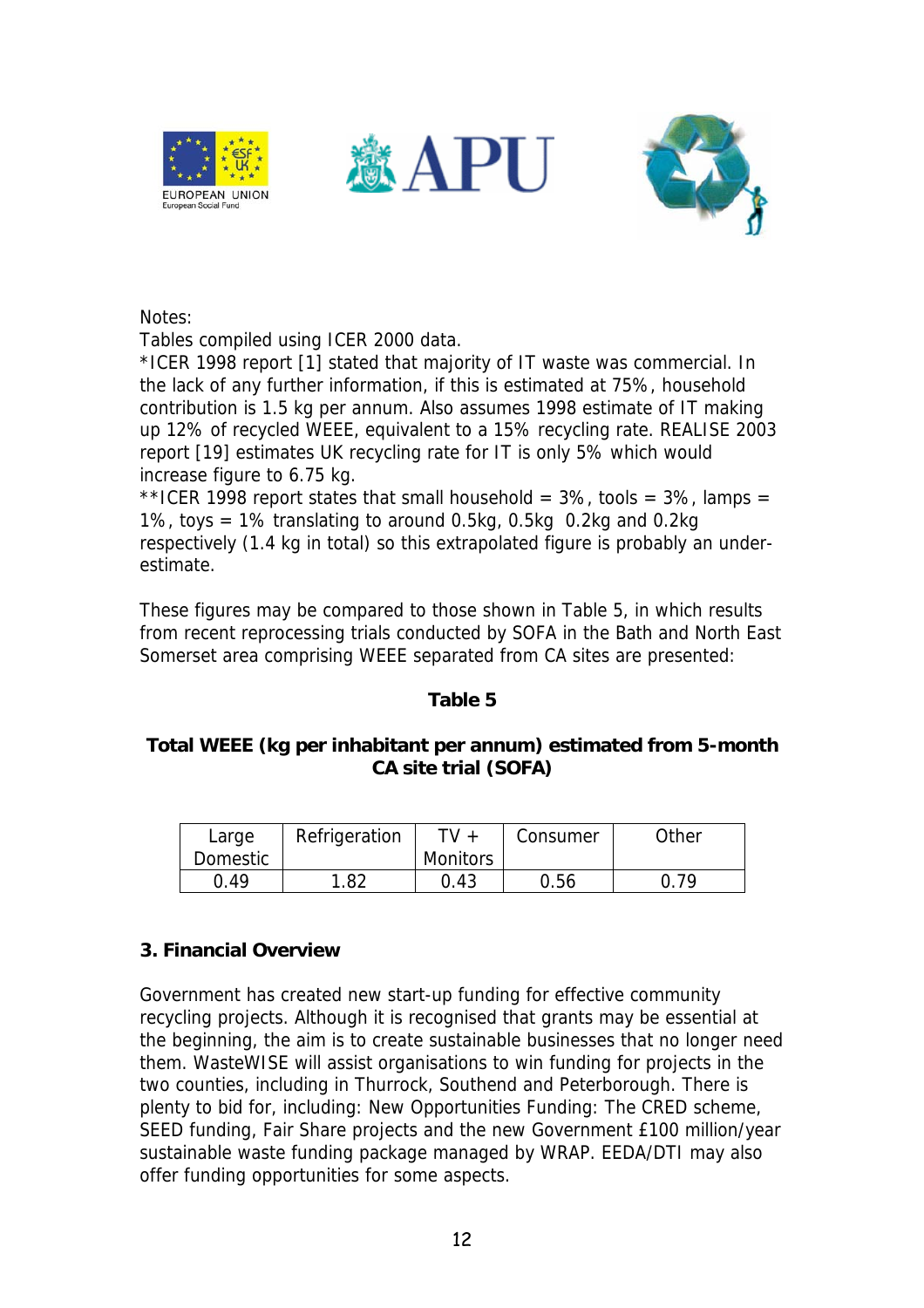Notes:

Tables compiled using ICER 2000 data.

*ICER 1998 report [1] stated that majority of IT waste was commercial. In the lack of any further information, if this is estimated at 75%, household contribution is 1.5 kg per annum. Also assumes 1998 estimate of IT making up 12% of recycled WEEE, equivalent to a 15% recycling rate. REALISE 2003 report [19] estimates UK recycling rate for IT is only 5% which would increase figure to 6.75 kg.

**ICER 1998 report states that small household = 3%, tools = 3%, lamps = 1%, toys = 1% translating to around 0.5kg, 0.5kg  0.2kg and 0.2kg respectively (1.4 kg in total) so this extrapolated figure is probably an under-estimate.

These figures may be compared to those shown in Table 5, in which results from recent reprocessing trials conducted by SOFA in the Bath and North East Somerset area comprising WEEE separated from CA sites are presented:

**Table 5**

**Total WEEE (kg per inhabitant per annum) estimated from 5-month CA site trial (SOFA)**

| Large Domestic | Refrigeration | TV + Monitors | Consumer | Other |
|---|---|---|---|---|
| 0.49 | 1.82 | 0.43 | 0.56 | 0.79 |

## 3. Financial Overview

Government has created new start-up funding for effective community recycling projects. Although it is recognised that grants may be essential at the beginning, the aim is to create sustainable businesses that no longer need them. WasteWISE will assist organisations to win funding for projects in the two counties, including in Thurrock, Southend and Peterborough. There is plenty to bid for, including: New Opportunities Funding: The CRED scheme, SEED funding, Fair Share projects and the new Government £100 million/year sustainable waste funding package managed by WRAP. EEDA/DTI may also offer funding opportunities for some aspects.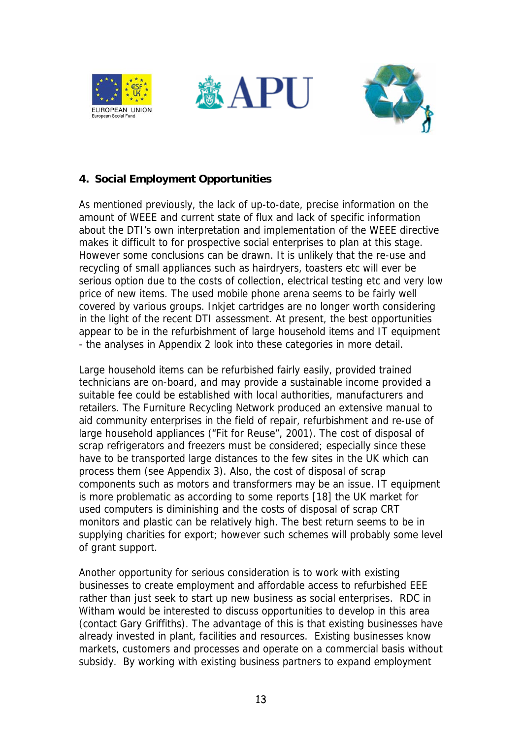**4. Social Employment Opportunities**

As mentioned previously, the lack of up-to-date, precise information on the amount of WEEE and current state of flux and lack of specific information about the DTI's own interpretation and implementation of the WEEE directive makes it difficult to for prospective social enterprises to plan at this stage. However some conclusions can be drawn. It is unlikely that the re-use and recycling of small appliances such as hairdryers, toasters etc will ever be serious option due to the costs of collection, electrical testing etc and very low price of new items. The used mobile phone arena seems to be fairly well covered by various groups. Inkjet cartridges are no longer worth considering in the light of the recent DTI assessment. At present, the best opportunities appear to be in the refurbishment of large household items and IT equipment - the analyses in Appendix 2 look into these categories in more detail.

Large household items can be refurbished fairly easily, provided trained technicians are on-board, and may provide a sustainable income provided a suitable fee could be established with local authorities, manufacturers and retailers. The Furniture Recycling Network produced an extensive manual to aid community enterprises in the field of repair, refurbishment and re-use of large household appliances ("Fit for Reuse", 2001). The cost of disposal of scrap refrigerators and freezers must be considered; especially since these have to be transported large distances to the few sites in the UK which can process them (see Appendix 3). Also, the cost of disposal of scrap components such as motors and transformers may be an issue. IT equipment is more problematic as according to some reports [18] the UK market for used computers is diminishing and the costs of disposal of scrap CRT monitors and plastic can be relatively high. The best return seems to be in supplying charities for export; however such schemes will probably some level of grant support.

Another opportunity for serious consideration is to work with existing businesses to create employment and affordable access to refurbished EEE rather than just seek to start up new business as social enterprises. RDC in Witham would be interested to discuss opportunities to develop in this area (contact Gary Griffiths). The advantage of this is that existing businesses have already invested in plant, facilities and resources. Existing businesses know markets, customers and processes and operate on a commercial basis without subsidy. By working with existing business partners to expand employment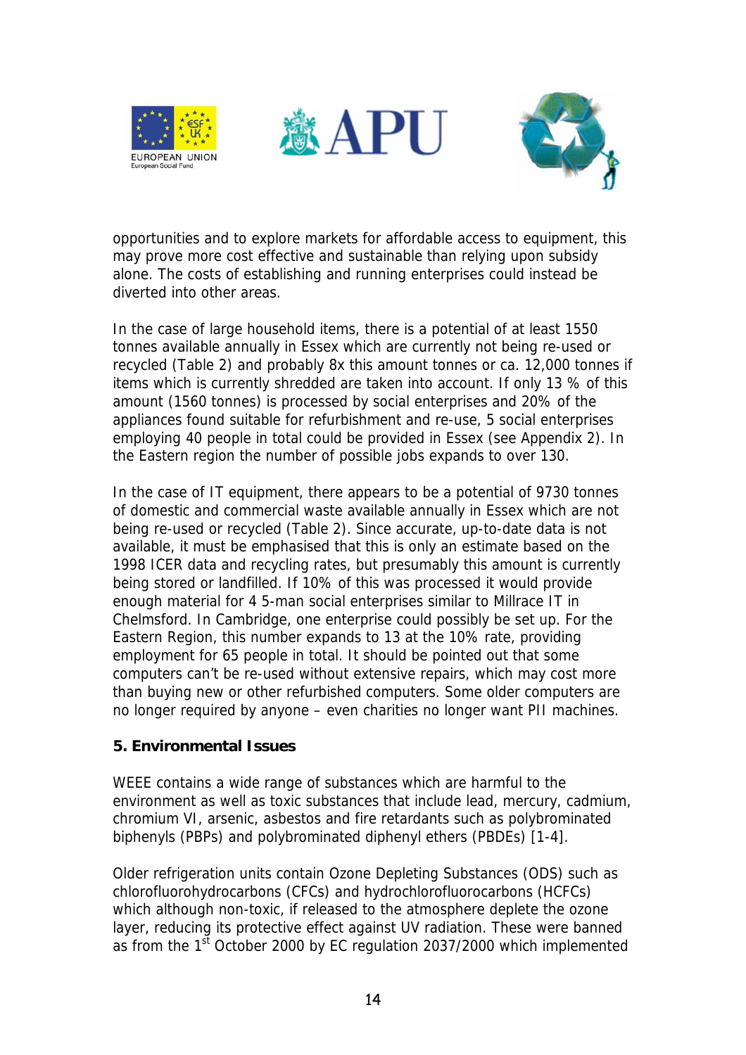opportunities and to explore markets for affordable access to equipment, this may prove more cost effective and sustainable than relying upon subsidy alone. The costs of establishing and running enterprises could instead be diverted into other areas.

In the case of large household items, there is a potential of at least 1550 tonnes available annually in Essex which are currently not being re-used or recycled (Table 2) and probably 8x this amount tonnes or ca. 12,000 tonnes if items which is currently shredded are taken into account. If only 13 % of this amount (1560 tonnes) is processed by social enterprises and 20% of the appliances found suitable for refurbishment and re-use, 5 social enterprises employing 40 people in total could be provided in Essex (see Appendix 2). In the Eastern region the number of possible jobs expands to over 130.

In the case of IT equipment, there appears to be a potential of 9730 tonnes of domestic and commercial waste available annually in Essex which are not being re-used or recycled (Table 2). Since accurate, up-to-date data is not available, it must be emphasised that this is only an estimate based on the 1998 ICER data and recycling rates, but presumably this amount is currently being stored or landfilled. If 10% of this was processed it would provide enough material for 4 5-man social enterprises similar to Millrace IT in Chelmsford. In Cambridge, one enterprise could possibly be set up. For the Eastern Region, this number expands to 13 at the 10% rate, providing employment for 65 people in total. It should be pointed out that some computers can't be re-used without extensive repairs, which may cost more than buying new or other refurbished computers. Some older computers are no longer required by anyone – even charities no longer want PII machines.

**5. Environmental Issues**

WEEE contains a wide range of substances which are harmful to the environment as well as toxic substances that include lead, mercury, cadmium, chromium VI, arsenic, asbestos and fire retardants such as polybrominated biphenyls (PBPs) and polybrominated diphenyl ethers (PBDEs) [1-4].

Older refrigeration units contain Ozone Depleting Substances (ODS) such as chlorofluorohydrocarbons (CFCs) and hydrochlorofluorocarbons (HCFCs) which although non-toxic, if released to the atmosphere deplete the ozone layer, reducing its protective effect against UV radiation. These were banned as from the 1st October 2000 by EC regulation 2037/2000 which implemented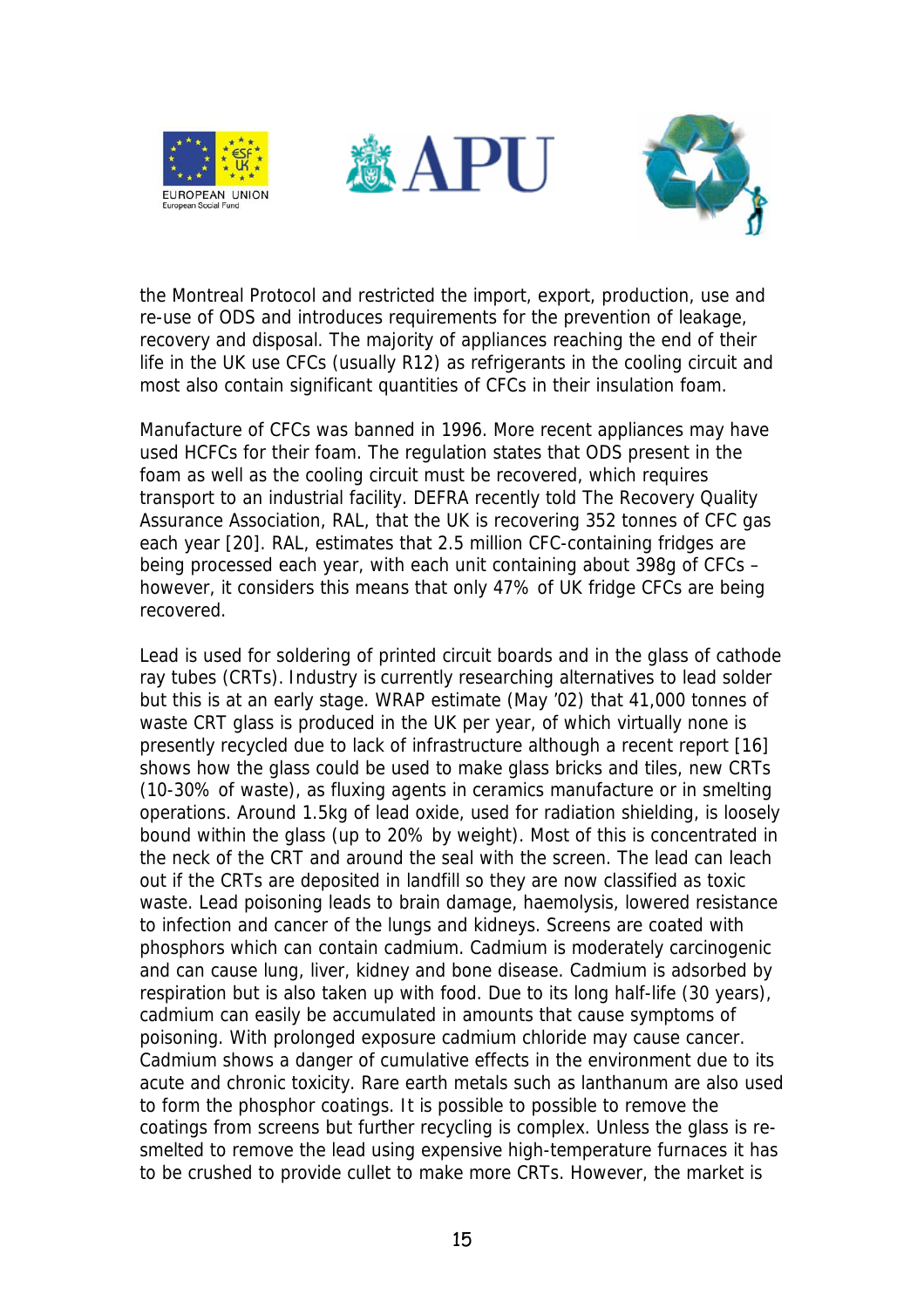the Montreal Protocol and restricted the import, export, production, use and re-use of ODS and introduces requirements for the prevention of leakage, recovery and disposal. The majority of appliances reaching the end of their life in the UK use CFCs (usually R12) as refrigerants in the cooling circuit and most also contain significant quantities of CFCs in their insulation foam.

Manufacture of CFCs was banned in 1996. More recent appliances may have used HCFCs for their foam. The regulation states that ODS present in the foam as well as the cooling circuit must be recovered, which requires transport to an industrial facility. DEFRA recently told The Recovery Quality Assurance Association, RAL, that the UK is recovering 352 tonnes of CFC gas each year [20]. RAL, estimates that 2.5 million CFC-containing fridges are being processed each year, with each unit containing about 398g of CFCs – however, it considers this means that only 47% of UK fridge CFCs are being recovered.

Lead is used for soldering of printed circuit boards and in the glass of cathode ray tubes (CRTs). Industry is currently researching alternatives to lead solder but this is at an early stage. WRAP estimate (May '02) that 41,000 tonnes of waste CRT glass is produced in the UK per year, of which virtually none is presently recycled due to lack of infrastructure although a recent report [16] shows how the glass could be used to make glass bricks and tiles, new CRTs (10-30% of waste), as fluxing agents in ceramics manufacture or in smelting operations. Around 1.5kg of lead oxide, used for radiation shielding, is loosely bound within the glass (up to 20% by weight). Most of this is concentrated in the neck of the CRT and around the seal with the screen. The lead can leach out if the CRTs are deposited in landfill so they are now classified as toxic waste. Lead poisoning leads to brain damage, haemolysis, lowered resistance to infection and cancer of the lungs and kidneys. Screens are coated with phosphors which can contain cadmium. Cadmium is moderately carcinogenic and can cause lung, liver, kidney and bone disease. Cadmium is adsorbed by respiration but is also taken up with food. Due to its long half-life (30 years), cadmium can easily be accumulated in amounts that cause symptoms of poisoning. With prolonged exposure cadmium chloride may cause cancer. Cadmium shows a danger of cumulative effects in the environment due to its acute and chronic toxicity. Rare earth metals such as lanthanum are also used to form the phosphor coatings. It is possible to possible to remove the coatings from screens but further recycling is complex. Unless the glass is re-smelted to remove the lead using expensive high-temperature furnaces it has to be crushed to provide cullet to make more CRTs. However, the market is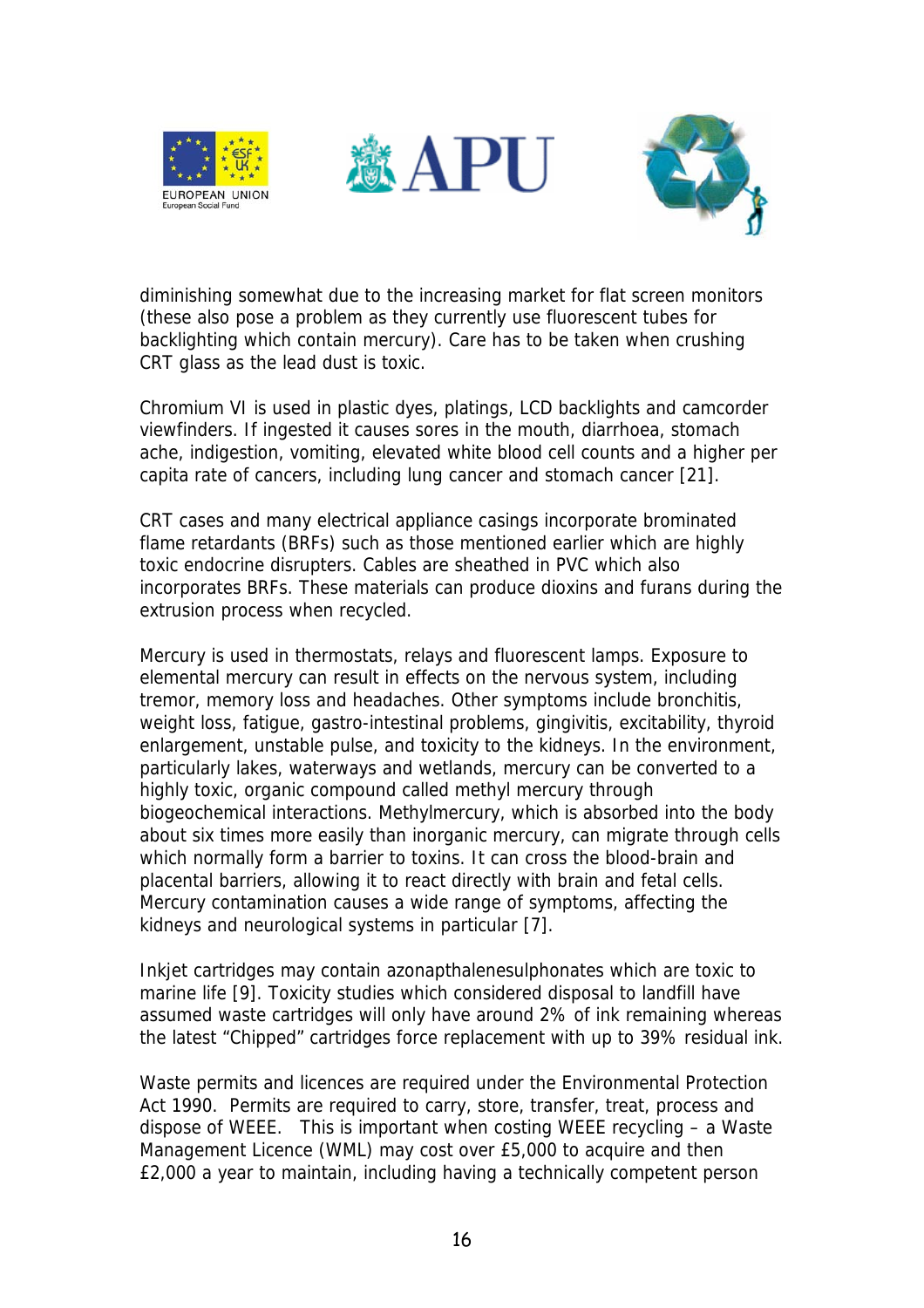diminishing somewhat due to the increasing market for flat screen monitors (these also pose a problem as they currently use fluorescent tubes for backlighting which contain mercury). Care has to be taken when crushing CRT glass as the lead dust is toxic.

Chromium VI is used in plastic dyes, platings, LCD backlights and camcorder viewfinders. If ingested it causes sores in the mouth, diarrhoea, stomach ache, indigestion, vomiting, elevated white blood cell counts and a higher per capita rate of cancers, including lung cancer and stomach cancer [21].

CRT cases and many electrical appliance casings incorporate brominated flame retardants (BRFs) such as those mentioned earlier which are highly toxic endocrine disrupters. Cables are sheathed in PVC which also incorporates BRFs. These materials can produce dioxins and furans during the extrusion process when recycled.

Mercury is used in thermostats, relays and fluorescent lamps. Exposure to elemental mercury can result in effects on the nervous system, including tremor, memory loss and headaches. Other symptoms include bronchitis, weight loss, fatigue, gastro-intestinal problems, gingivitis, excitability, thyroid enlargement, unstable pulse, and toxicity to the kidneys. In the environment, particularly lakes, waterways and wetlands, mercury can be converted to a highly toxic, organic compound called methyl mercury through biogeochemical interactions. Methylmercury, which is absorbed into the body about six times more easily than inorganic mercury, can migrate through cells which normally form a barrier to toxins. It can cross the blood-brain and placental barriers, allowing it to react directly with brain and fetal cells. Mercury contamination causes a wide range of symptoms, affecting the kidneys and neurological systems in particular [7].

Inkjet cartridges may contain azonapthalenesulphonates which are toxic to marine life [9]. Toxicity studies which considered disposal to landfill have assumed waste cartridges will only have around 2% of ink remaining whereas the latest "Chipped" cartridges force replacement with up to 39% residual ink.

Waste permits and licences are required under the Environmental Protection Act 1990. Permits are required to carry, store, transfer, treat, process and dispose of WEEE. This is important when costing WEEE recycling – a Waste Management Licence (WML) may cost over £5,000 to acquire and then £2,000 a year to maintain, including having a technically competent person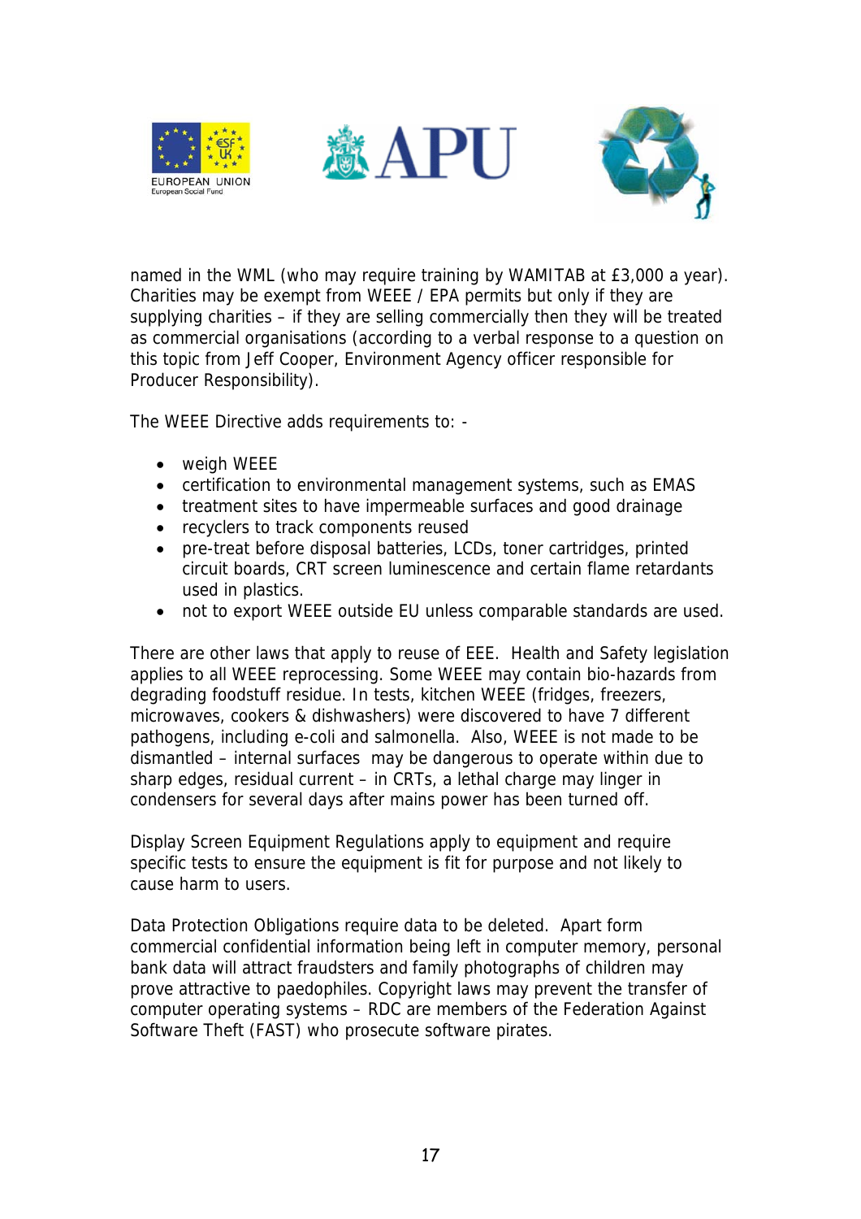named in the WML (who may require training by WAMITAB at £3,000 a year). Charities may be exempt from WEEE / EPA permits but only if they are supplying charities – if they are selling commercially then they will be treated as commercial organisations (according to a verbal response to a question on this topic from Jeff Cooper, Environment Agency officer responsible for Producer Responsibility).

The WEEE Directive adds requirements to: -

- weigh WEEE
- certification to environmental management systems, such as EMAS
- treatment sites to have impermeable surfaces and good drainage
- recyclers to track components reused
- pre-treat before disposal batteries, LCDs, toner cartridges, printed circuit boards, CRT screen luminescence and certain flame retardants used in plastics.
- not to export WEEE outside EU unless comparable standards are used.

There are other laws that apply to reuse of EEE. Health and Safety legislation applies to all WEEE reprocessing. Some WEEE may contain bio-hazards from degrading foodstuff residue. In tests, kitchen WEEE (fridges, freezers, microwaves, cookers & dishwashers) were discovered to have 7 different pathogens, including e-coli and salmonella. Also, WEEE is not made to be dismantled – internal surfaces may be dangerous to operate within due to sharp edges, residual current – in CRTs, a lethal charge may linger in condensers for several days after mains power has been turned off.

Display Screen Equipment Regulations apply to equipment and require specific tests to ensure the equipment is fit for purpose and not likely to cause harm to users.

Data Protection Obligations require data to be deleted. Apart form commercial confidential information being left in computer memory, personal bank data will attract fraudsters and family photographs of children may prove attractive to paedophiles. Copyright laws may prevent the transfer of computer operating systems – RDC are members of the Federation Against Software Theft (FAST) who prosecute software pirates.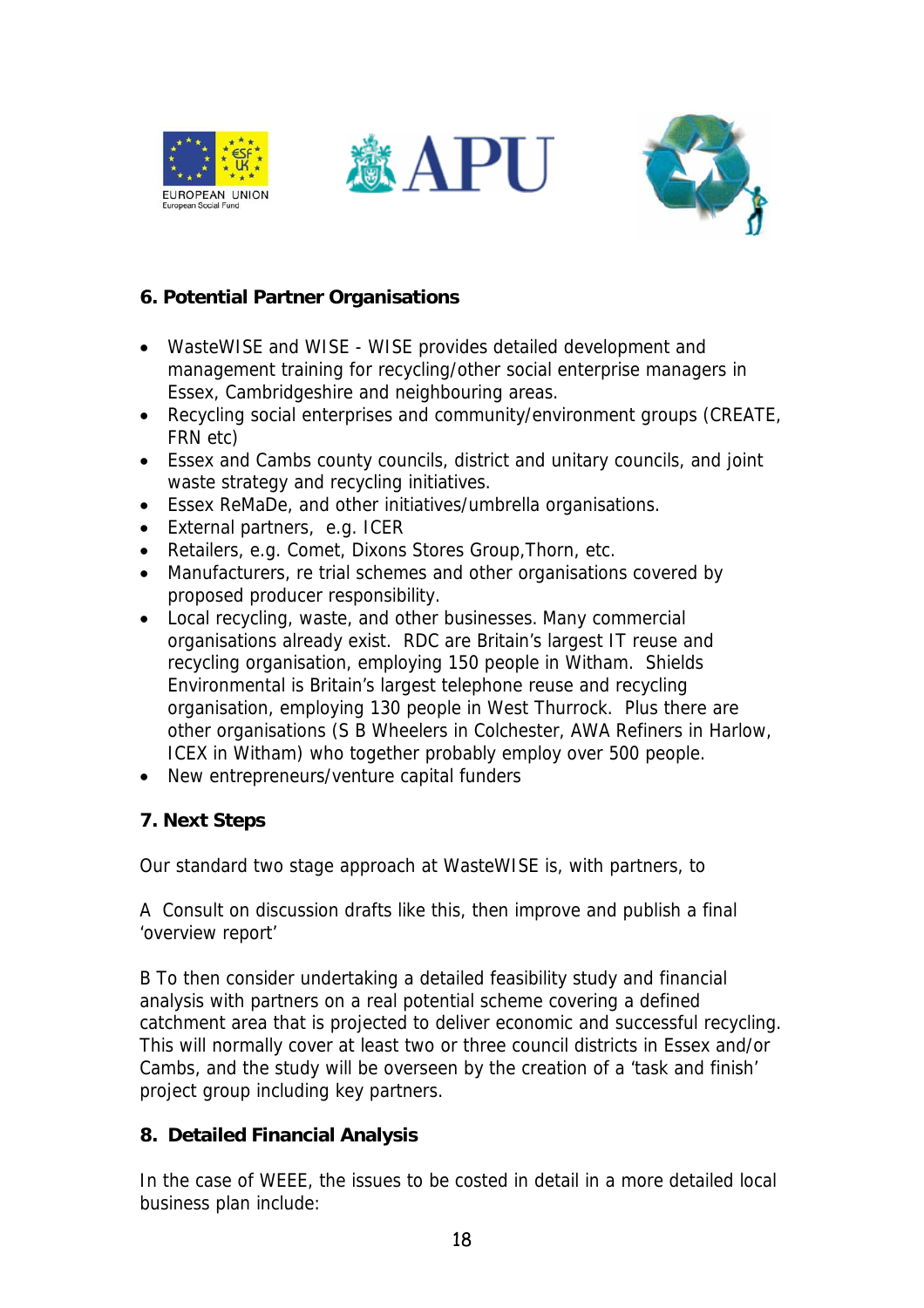## 6. Potential Partner Organisations

- WasteWISE and WISE - WISE provides detailed development and management training for recycling/other social enterprise managers in Essex, Cambridgeshire and neighbouring areas.
- Recycling social enterprises and community/environment groups (CREATE, FRN etc)
- Essex and Cambs county councils, district and unitary councils, and joint waste strategy and recycling initiatives.
- Essex ReMaDe, and other initiatives/umbrella organisations.
- External partners, e.g. ICER
- Retailers, e.g. Comet, Dixons Stores Group,Thorn, etc.
- Manufacturers, re trial schemes and other organisations covered by proposed producer responsibility.
- Local recycling, waste, and other businesses. Many commercial organisations already exist. RDC are Britain's largest IT reuse and recycling organisation, employing 150 people in Witham. Shields Environmental is Britain's largest telephone reuse and recycling organisation, employing 130 people in West Thurrock. Plus there are other organisations (S B Wheelers in Colchester, AWA Refiners in Harlow, ICEX in Witham) who together probably employ over 500 people.
- New entrepreneurs/venture capital funders

## 7. Next Steps

Our standard two stage approach at WasteWISE is, with partners, to

A Consult on discussion drafts like this, then improve and publish a final 'overview report'

B To then consider undertaking a detailed feasibility study and financial analysis with partners on a real potential scheme covering a defined catchment area that is projected to deliver economic and successful recycling. This will normally cover at least two or three council districts in Essex and/or Cambs, and the study will be overseen by the creation of a 'task and finish' project group including key partners.

## 8. Detailed Financial Analysis

In the case of WEEE, the issues to be costed in detail in a more detailed local business plan include: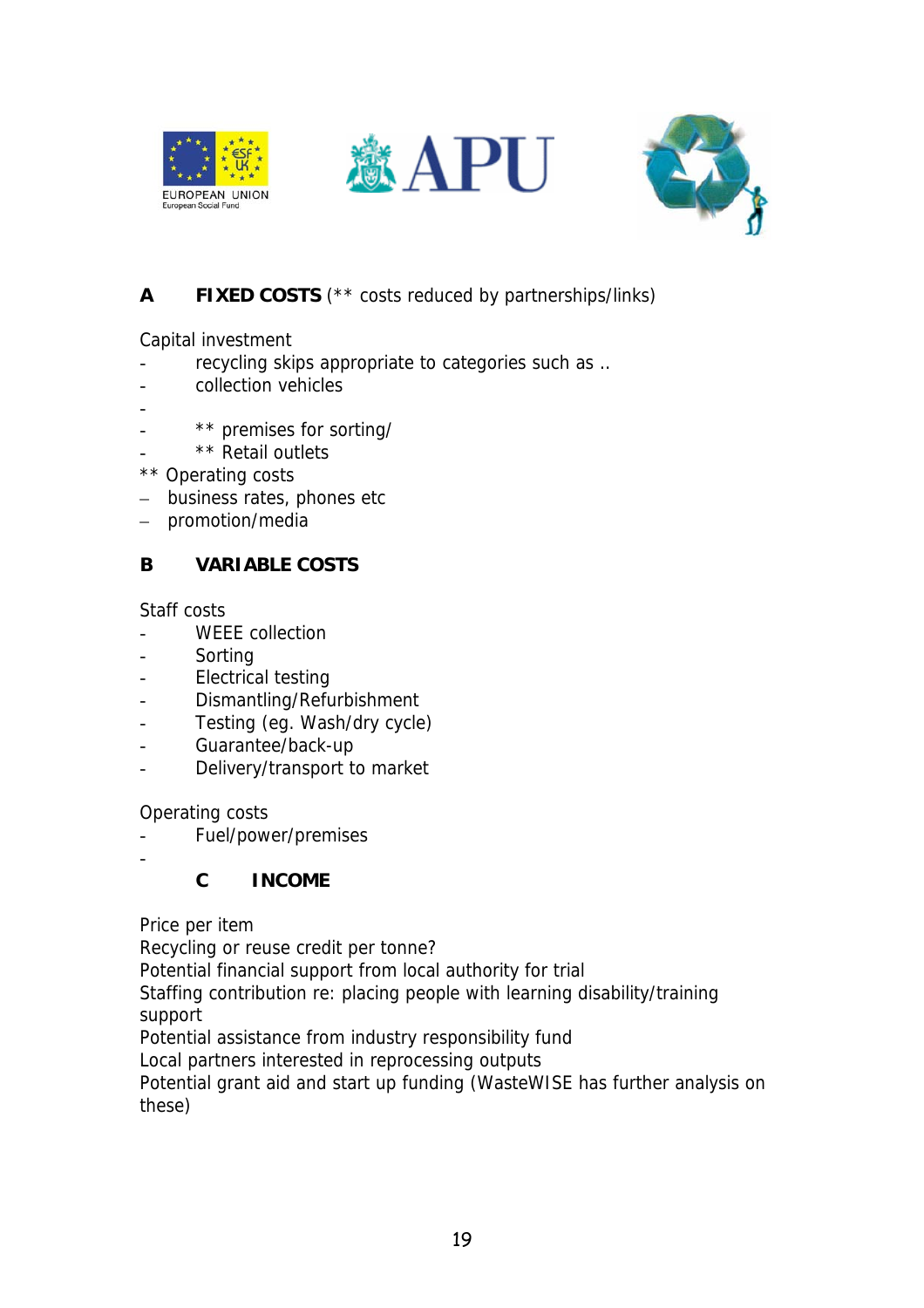**A FIXED COSTS** (** costs reduced by partnerships/links)

Capital investment

- recycling skips appropriate to categories such as ..
- collection vehicles
- 
- ** premises for sorting/
- ** Retail outlets

** Operating costs

- business rates, phones etc
- promotion/media

**B VARIABLE COSTS**

Staff costs

- WEEE collection
- Sorting
- Electrical testing
- Dismantling/Refurbishment
- Testing (eg. Wash/dry cycle)
- Guarantee/back-up
- Delivery/transport to market

Operating costs

- Fuel/power/premises
- 

**C INCOME**

Price per item
Recycling or reuse credit per tonne?
Potential financial support from local authority for trial
Staffing contribution re: placing people with learning disability/training support
Potential assistance from industry responsibility fund
Local partners interested in reprocessing outputs
Potential grant aid and start up funding (WasteWISE has further analysis on these)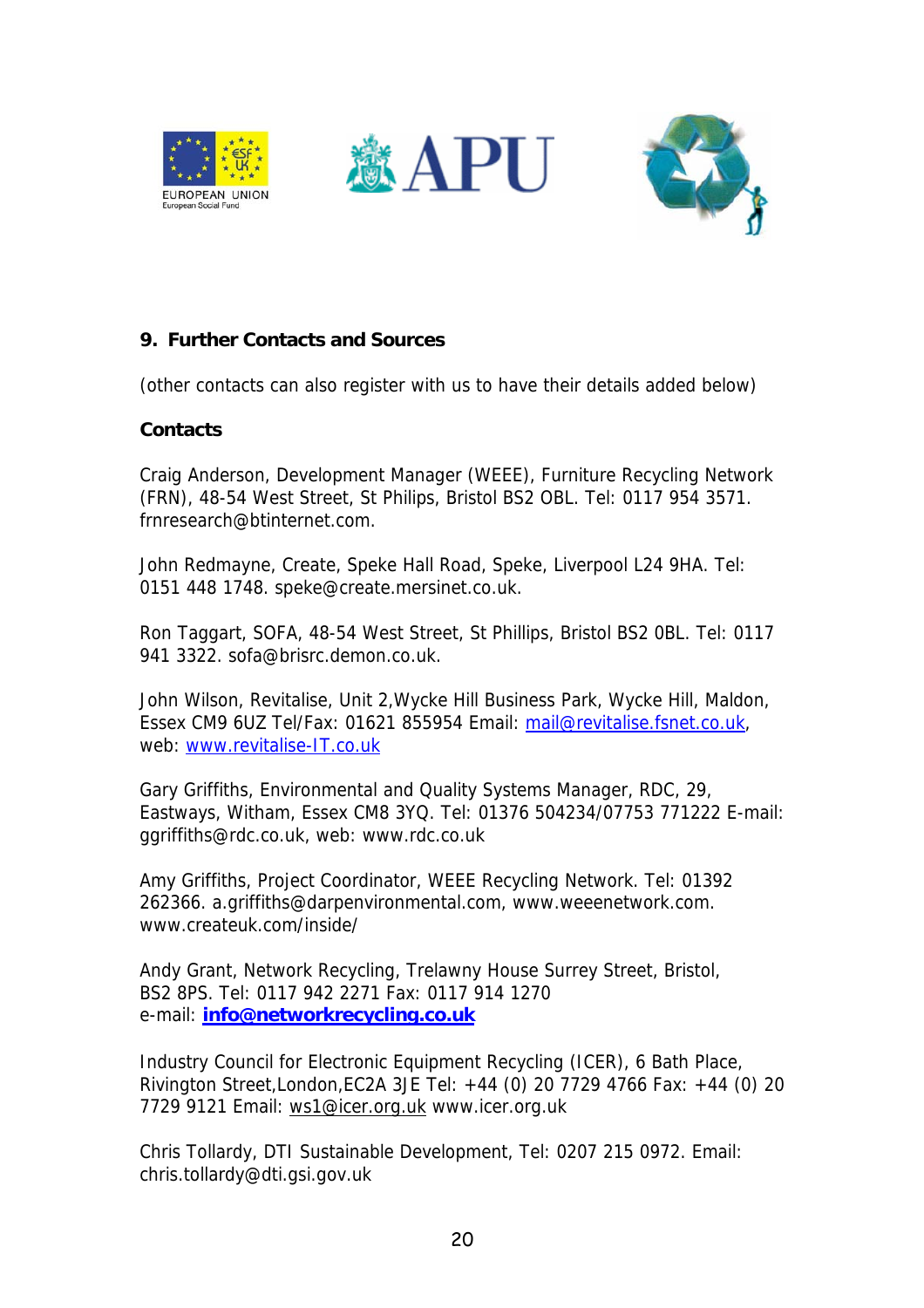## 9. Further Contacts and Sources

(other contacts can also register with us to have their details added below)

### Contacts

Craig Anderson, Development Manager (WEEE), Furniture Recycling Network (FRN), 48-54 West Street, St Philips, Bristol BS2 OBL. Tel: 0117 954 3571. frnresearch@btinternet.com.

John Redmayne, Create, Speke Hall Road, Speke, Liverpool L24 9HA. Tel: 0151 448 1748. speke@create.mersinet.co.uk.

Ron Taggart, SOFA, 48-54 West Street, St Phillips, Bristol BS2 0BL. Tel: 0117 941 3322. sofa@brisrc.demon.co.uk.

John Wilson, Revitalise, Unit 2,Wycke Hill Business Park, Wycke Hill, Maldon, Essex CM9 6UZ Tel/Fax: 01621 855954 Email: mail@revitalise.fsnet.co.uk, web: www.revitalise-IT.co.uk

Gary Griffiths, Environmental and Quality Systems Manager, RDC, 29, Eastways, Witham, Essex CM8 3YQ. Tel: 01376 504234/07753 771222 E-mail: ggriffiths@rdc.co.uk, web: www.rdc.co.uk

Amy Griffiths, Project Coordinator, WEEE Recycling Network. Tel: 01392 262366. a.griffiths@darpenvironmental.com, www.weeenetwork.com. www.createuk.com/inside/

Andy Grant, Network Recycling, Trelawny House Surrey Street, Bristol, BS2 8PS. Tel: 0117 942 2271 Fax: 0117 914 1270
e-mail: **info@networkrecycling.co.uk**

Industry Council for Electronic Equipment Recycling (ICER), 6 Bath Place, Rivington Street,London,EC2A 3JE Tel: +44 (0) 20 7729 4766 Fax: +44 (0) 20 7729 9121 Email: ws1@icer.org.uk www.icer.org.uk

Chris Tollardy, DTI Sustainable Development, Tel: 0207 215 0972. Email: chris.tollardy@dti.gsi.gov.uk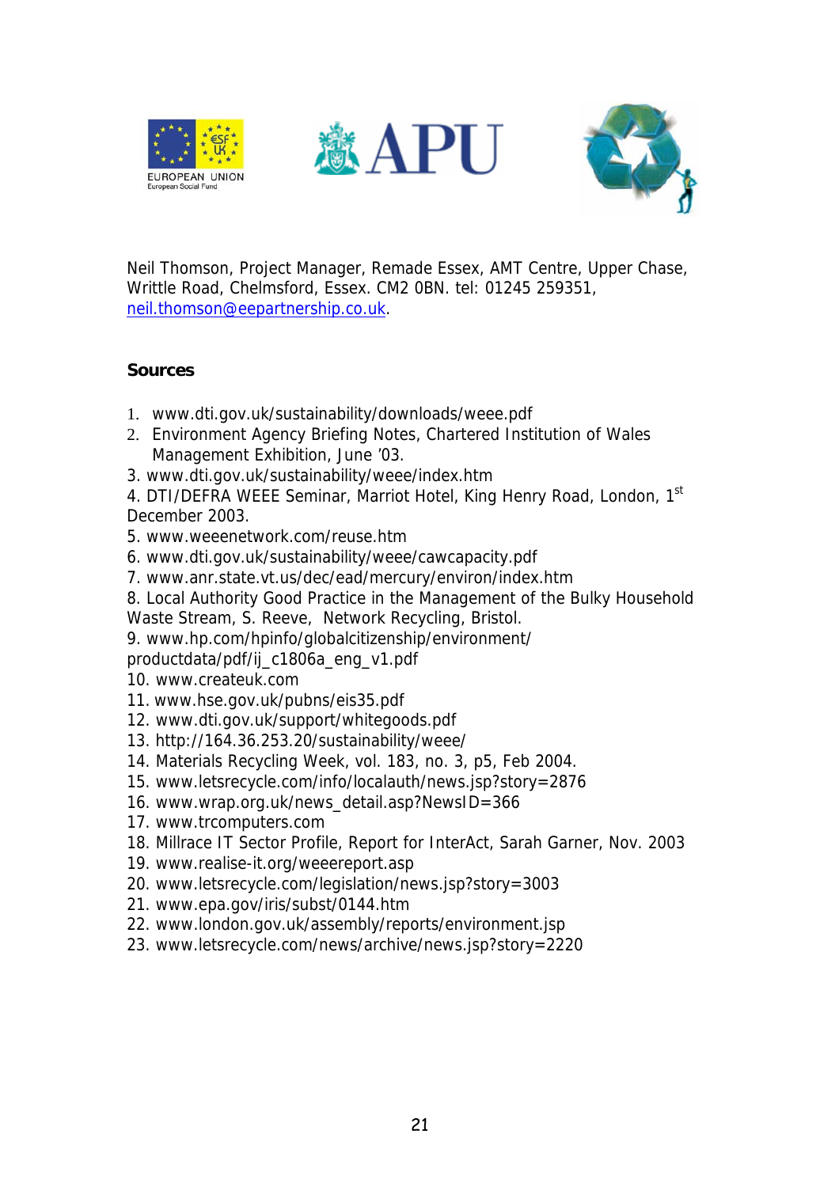Neil Thomson, Project Manager, Remade Essex, AMT Centre, Upper Chase, Writtle Road, Chelmsford, Essex. CM2 0BN. tel: 01245 259351, neil.thomson@eepartnership.co.uk.

**Sources**

1. www.dti.gov.uk/sustainability/downloads/weee.pdf
2. Environment Agency Briefing Notes, Chartered Institution of Wales Management Exhibition, June '03.
3. www.dti.gov.uk/sustainability/weee/index.htm
4. DTI/DEFRA WEEE Seminar, Marriot Hotel, King Henry Road, London, 1st December 2003.
5. www.weeenetwork.com/reuse.htm
6. www.dti.gov.uk/sustainability/weee/cawcapacity.pdf
7. www.anr.state.vt.us/dec/ead/mercury/environ/index.htm
8. Local Authority Good Practice in the Management of the Bulky Household Waste Stream, S. Reeve, Network Recycling, Bristol.
9. www.hp.com/hpinfo/globalcitizenship/environment/productdata/pdf/ij_c1806a_eng_v1.pdf
10. www.createuk.com
11. www.hse.gov.uk/pubns/eis35.pdf
12. www.dti.gov.uk/support/whitegoods.pdf
13. http://164.36.253.20/sustainability/weee/
14. Materials Recycling Week, vol. 183, no. 3, p5, Feb 2004.
15. www.letsrecycle.com/info/localauth/news.jsp?story=2876
16. www.wrap.org.uk/news_detail.asp?NewsID=366
17. www.trcomputers.com
18. Millrace IT Sector Profile, Report for InterAct, Sarah Garner, Nov. 2003
19. www.realise-it.org/weeereport.asp
20. www.letsrecycle.com/legislation/news.jsp?story=3003
21. www.epa.gov/iris/subst/0144.htm
22. www.london.gov.uk/assembly/reports/environment.jsp
23. www.letsrecycle.com/news/archive/news.jsp?story=2220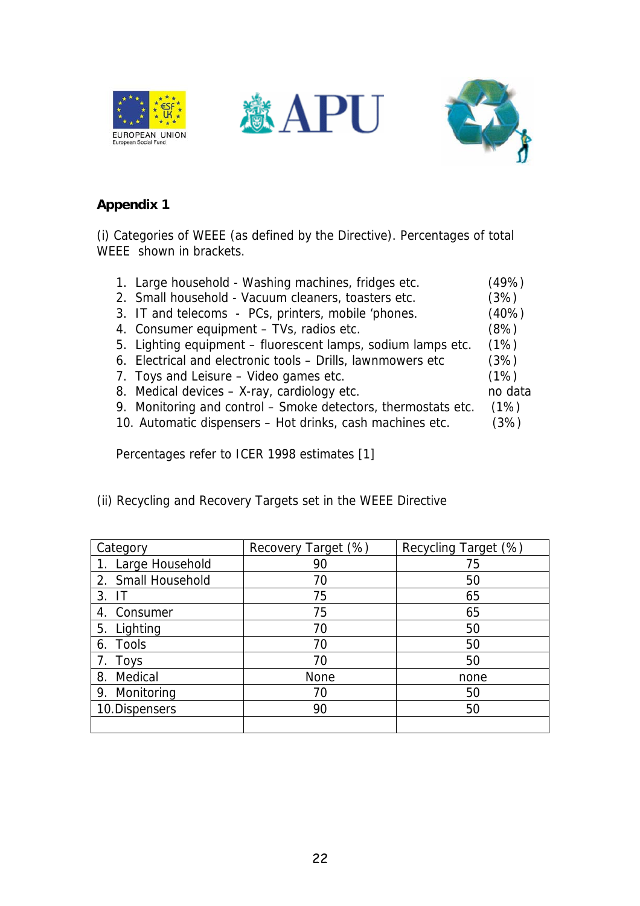## Appendix 1

(i) Categories of WEEE (as defined by the Directive). Percentages of total WEEE shown in brackets.

1. Large household - Washing machines, fridges etc. (49%)
2. Small household - Vacuum cleaners, toasters etc. (3%)
3. IT and telecoms - PCs, printers, mobile 'phones. (40%)
4. Consumer equipment – TVs, radios etc. (8%)
5. Lighting equipment – fluorescent lamps, sodium lamps etc. (1%)
6. Electrical and electronic tools – Drills, lawnmowers etc (3%)
7. Toys and Leisure – Video games etc. (1%)
8. Medical devices – X-ray, cardiology etc. no data
9. Monitoring and control – Smoke detectors, thermostats etc. (1%)
10. Automatic dispensers – Hot drinks, cash machines etc. (3%)

Percentages refer to ICER 1998 estimates [1]

(ii) Recycling and Recovery Targets set in the WEEE Directive

| Category | Recovery Target (%) | Recycling Target (%) |
|---|---|---|
| 1. Large Household | 90 | 75 |
| 2. Small Household | 70 | 50 |
| 3. IT | 75 | 65 |
| 4. Consumer | 75 | 65 |
| 5. Lighting | 70 | 50 |
| 6. Tools | 70 | 50 |
| 7. Toys | 70 | 50 |
| 8. Medical | None | none |
| 9. Monitoring | 70 | 50 |
| 10.Dispensers | 90 | 50 |
| | | |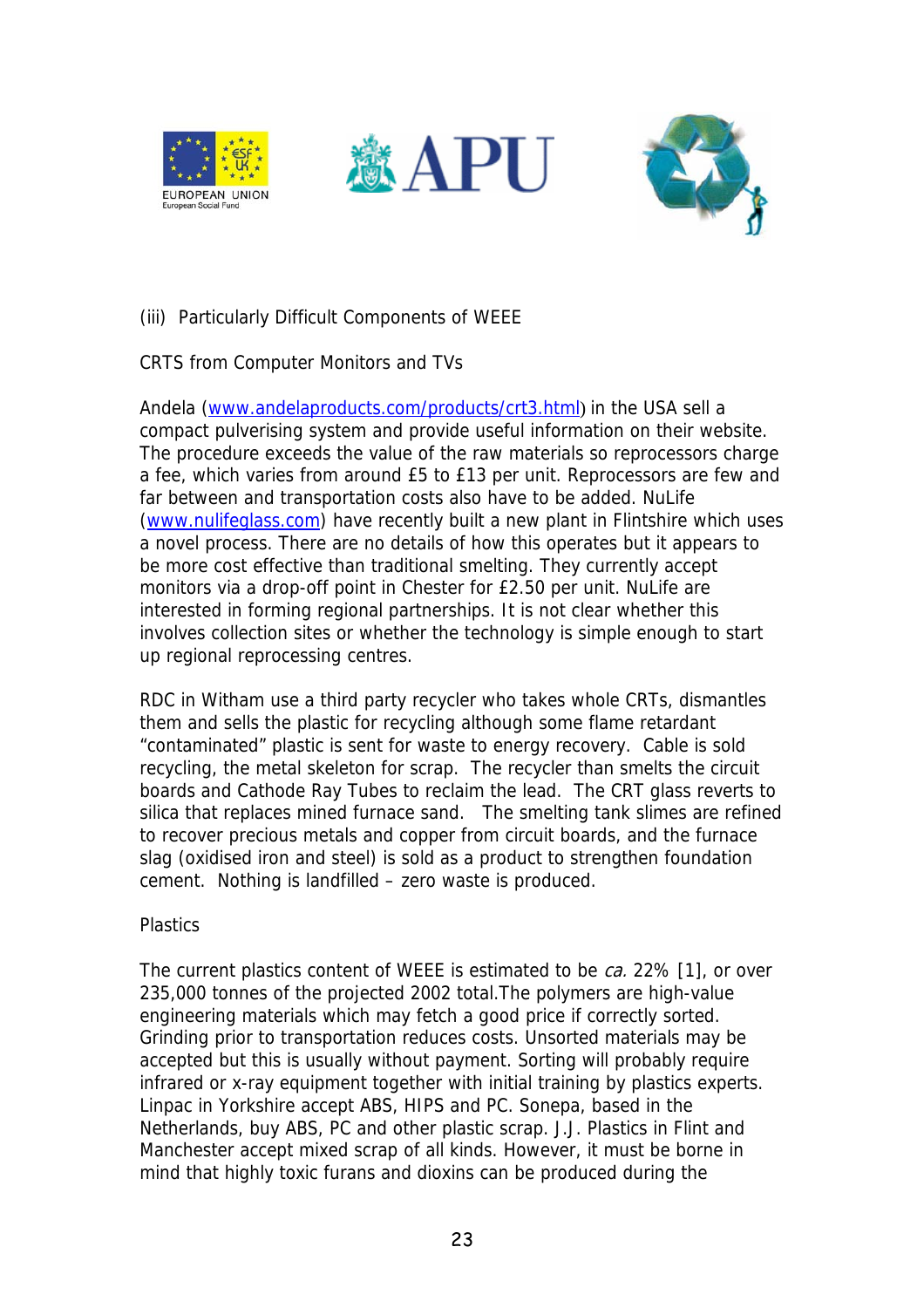(iii) Particularly Difficult Components of WEEE

CRTS from Computer Monitors and TVs

Andela (www.andelaproducts.com/products/crt3.html) in the USA sell a compact pulverising system and provide useful information on their website. The procedure exceeds the value of the raw materials so reprocessors charge a fee, which varies from around £5 to £13 per unit. Reprocessors are few and far between and transportation costs also have to be added. NuLife (www.nulifeglass.com) have recently built a new plant in Flintshire which uses a novel process. There are no details of how this operates but it appears to be more cost effective than traditional smelting. They currently accept monitors via a drop-off point in Chester for £2.50 per unit. NuLife are interested in forming regional partnerships. It is not clear whether this involves collection sites or whether the technology is simple enough to start up regional reprocessing centres.

RDC in Witham use a third party recycler who takes whole CRTs, dismantles them and sells the plastic for recycling although some flame retardant "contaminated" plastic is sent for waste to energy recovery. Cable is sold recycling, the metal skeleton for scrap. The recycler than smelts the circuit boards and Cathode Ray Tubes to reclaim the lead. The CRT glass reverts to silica that replaces mined furnace sand. The smelting tank slimes are refined to recover precious metals and copper from circuit boards, and the furnace slag (oxidised iron and steel) is sold as a product to strengthen foundation cement. Nothing is landfilled – zero waste is produced.

Plastics

The current plastics content of WEEE is estimated to be *ca.* 22% [1], or over 235,000 tonnes of the projected 2002 total.The polymers are high-value engineering materials which may fetch a good price if correctly sorted. Grinding prior to transportation reduces costs. Unsorted materials may be accepted but this is usually without payment. Sorting will probably require infrared or x-ray equipment together with initial training by plastics experts. Linpac in Yorkshire accept ABS, HIPS and PC. Sonepa, based in the Netherlands, buy ABS, PC and other plastic scrap. J.J. Plastics in Flint and Manchester accept mixed scrap of all kinds. However, it must be borne in mind that highly toxic furans and dioxins can be produced during the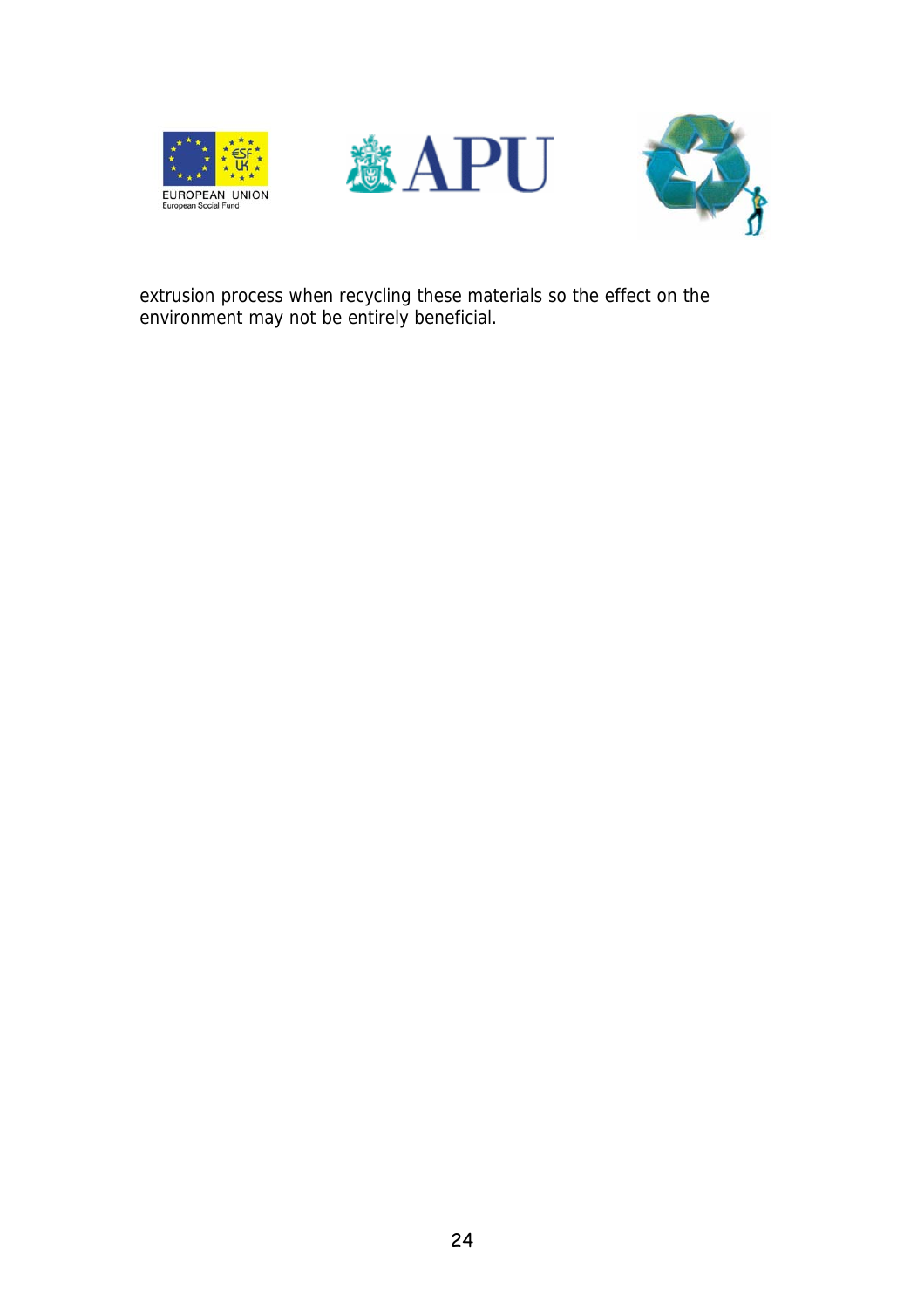extrusion process when recycling these materials so the effect on the environment may not be entirely beneficial.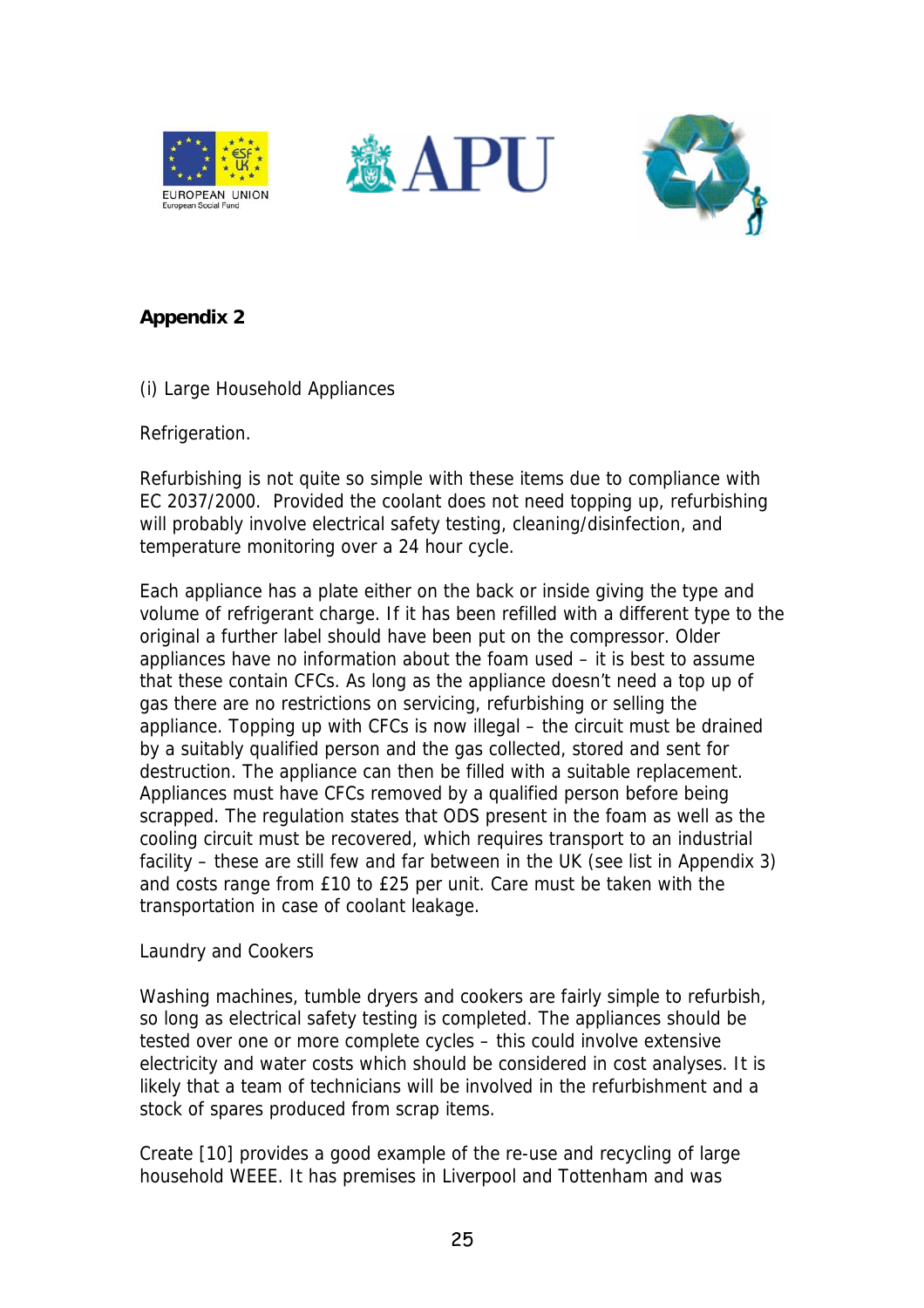**Appendix 2**

(i) Large Household Appliances

Refrigeration.

Refurbishing is not quite so simple with these items due to compliance with EC 2037/2000. Provided the coolant does not need topping up, refurbishing will probably involve electrical safety testing, cleaning/disinfection, and temperature monitoring over a 24 hour cycle.

Each appliance has a plate either on the back or inside giving the type and volume of refrigerant charge. If it has been refilled with a different type to the original a further label should have been put on the compressor. Older appliances have no information about the foam used – it is best to assume that these contain CFCs. As long as the appliance doesn't need a top up of gas there are no restrictions on servicing, refurbishing or selling the appliance. Topping up with CFCs is now illegal – the circuit must be drained by a suitably qualified person and the gas collected, stored and sent for destruction. The appliance can then be filled with a suitable replacement. Appliances must have CFCs removed by a qualified person before being scrapped. The regulation states that ODS present in the foam as well as the cooling circuit must be recovered, which requires transport to an industrial facility – these are still few and far between in the UK (see list in Appendix 3) and costs range from £10 to £25 per unit. Care must be taken with the transportation in case of coolant leakage.

Laundry and Cookers

Washing machines, tumble dryers and cookers are fairly simple to refurbish, so long as electrical safety testing is completed. The appliances should be tested over one or more complete cycles – this could involve extensive electricity and water costs which should be considered in cost analyses. It is likely that a team of technicians will be involved in the refurbishment and a stock of spares produced from scrap items.

Create [10] provides a good example of the re-use and recycling of large household WEEE. It has premises in Liverpool and Tottenham and was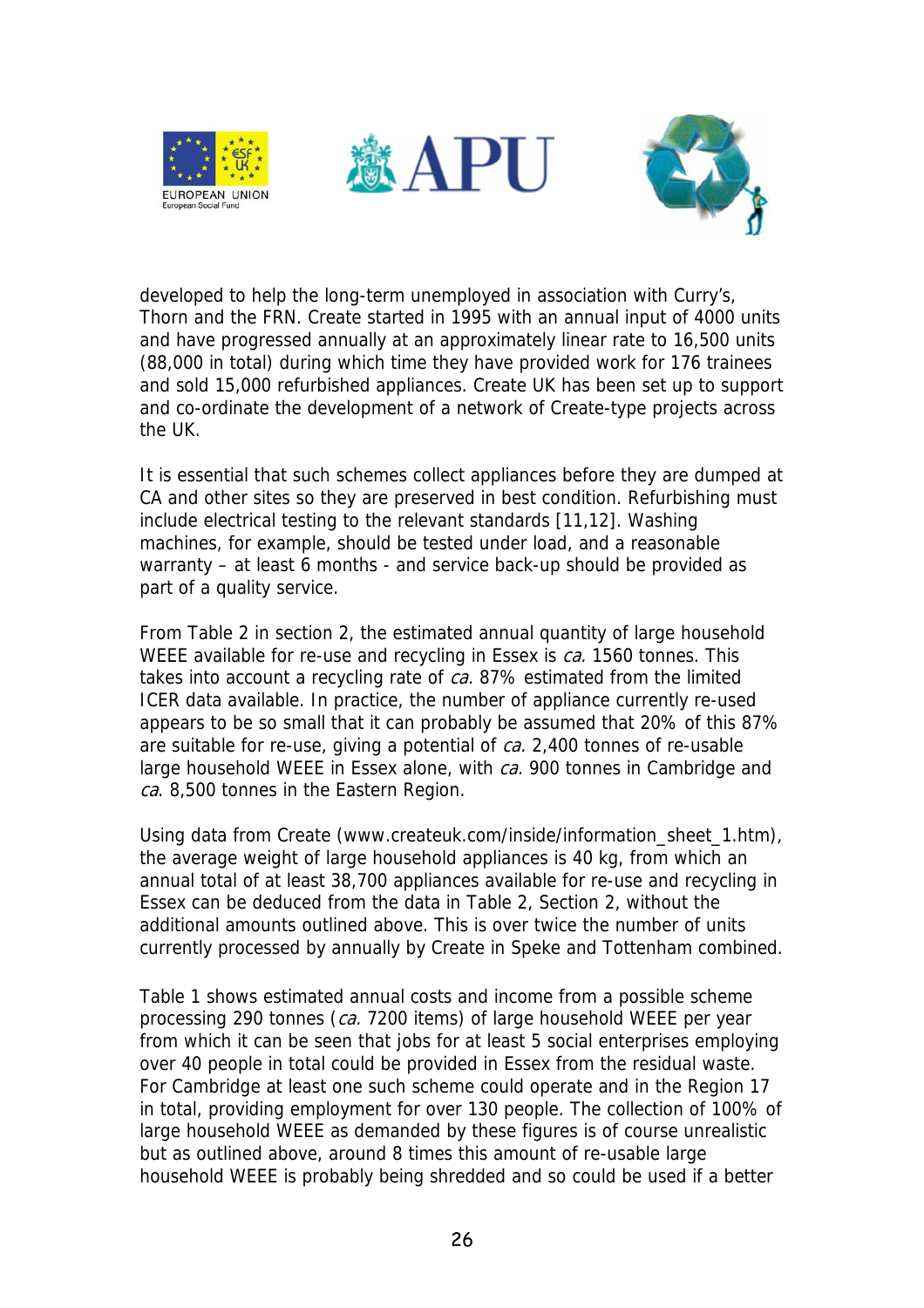developed to help the long-term unemployed in association with Curry's, Thorn and the FRN. Create started in 1995 with an annual input of 4000 units and have progressed annually at an approximately linear rate to 16,500 units (88,000 in total) during which time they have provided work for 176 trainees and sold 15,000 refurbished appliances. Create UK has been set up to support and co-ordinate the development of a network of Create-type projects across the UK.

It is essential that such schemes collect appliances before they are dumped at CA and other sites so they are preserved in best condition. Refurbishing must include electrical testing to the relevant standards [11,12]. Washing machines, for example, should be tested under load, and a reasonable warranty – at least 6 months - and service back-up should be provided as part of a quality service.

From Table 2 in section 2, the estimated annual quantity of large household WEEE available for re-use and recycling in Essex is *ca.* 1560 tonnes. This takes into account a recycling rate of *ca.* 87% estimated from the limited ICER data available. In practice, the number of appliance currently re-used appears to be so small that it can probably be assumed that 20% of this 87% are suitable for re-use, giving a potential of *ca.* 2,400 tonnes of re-usable large household WEEE in Essex alone, with *ca.* 900 tonnes in Cambridge and *ca*. 8,500 tonnes in the Eastern Region.

Using data from Create (www.createuk.com/inside/information_sheet_1.htm), the average weight of large household appliances is 40 kg, from which an annual total of at least 38,700 appliances available for re-use and recycling in Essex can be deduced from the data in Table 2, Section 2, without the additional amounts outlined above. This is over twice the number of units currently processed by annually by Create in Speke and Tottenham combined.

Table 1 shows estimated annual costs and income from a possible scheme processing 290 tonnes (*ca.* 7200 items) of large household WEEE per year from which it can be seen that jobs for at least 5 social enterprises employing over 40 people in total could be provided in Essex from the residual waste. For Cambridge at least one such scheme could operate and in the Region 17 in total, providing employment for over 130 people. The collection of 100% of large household WEEE as demanded by these figures is of course unrealistic but as outlined above, around 8 times this amount of re-usable large household WEEE is probably being shredded and so could be used if a better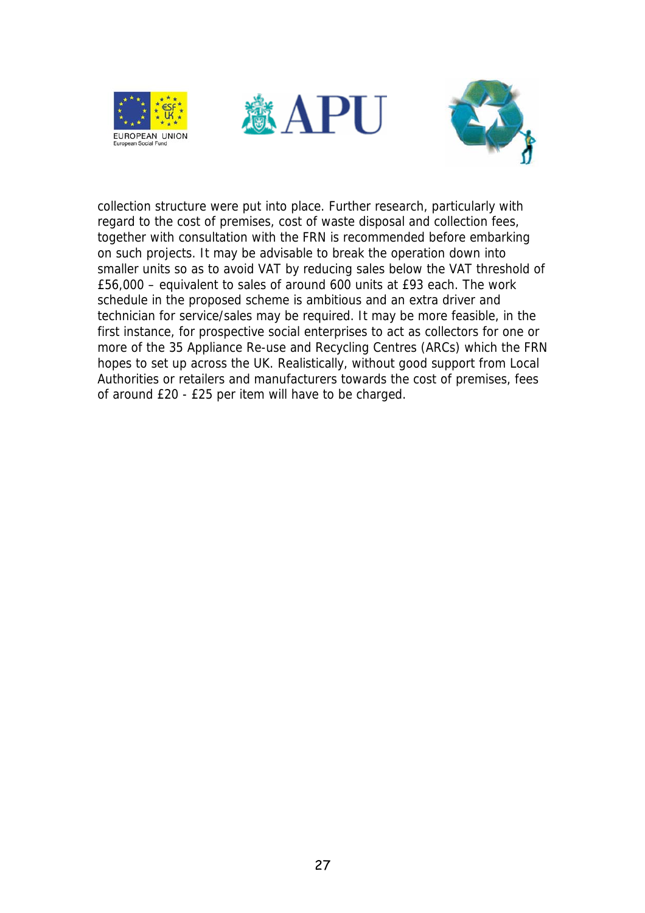collection structure were put into place. Further research, particularly with regard to the cost of premises, cost of waste disposal and collection fees, together with consultation with the FRN is recommended before embarking on such projects. It may be advisable to break the operation down into smaller units so as to avoid VAT by reducing sales below the VAT threshold of £56,000 – equivalent to sales of around 600 units at £93 each. The work schedule in the proposed scheme is ambitious and an extra driver and technician for service/sales may be required. It may be more feasible, in the first instance, for prospective social enterprises to act as collectors for one or more of the 35 Appliance Re-use and Recycling Centres (ARCs) which the FRN hopes to set up across the UK. Realistically, without good support from Local Authorities or retailers and manufacturers towards the cost of premises, fees of around £20 - £25 per item will have to be charged.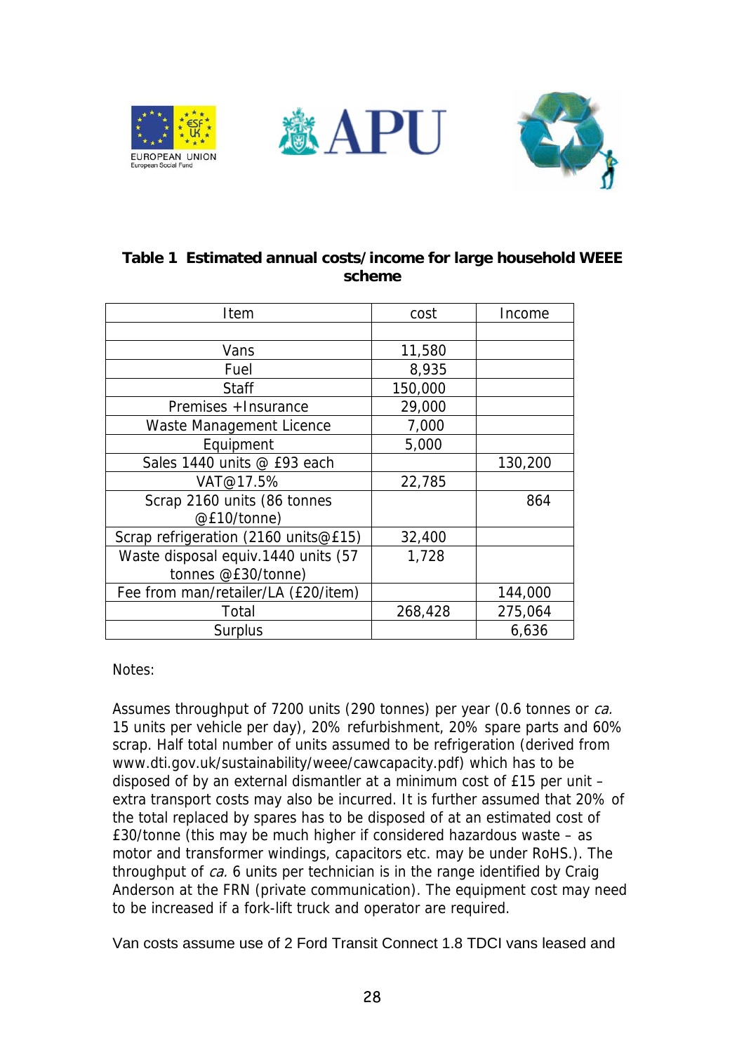**Table 1 Estimated annual costs/income for large household WEEE scheme**

| Item | cost | Income |
|---|---|---|
| | | |
| Vans | 11,580 | |
| Fuel | 8,935 | |
| Staff | 150,000 | |
| Premises +Insurance | 29,000 | |
| Waste Management Licence | 7,000 | |
| Equipment | 5,000 | |
| Sales 1440 units @ £93 each | | 130,200 |
| VAT@17.5% | 22,785 | |
| Scrap 2160 units (86 tonnes @£10/tonne) | | 864 |
| Scrap refrigeration (2160 units@£15) | 32,400 | |
| Waste disposal equiv.1440 units (57 tonnes @£30/tonne) | 1,728 | |
| Fee from man/retailer/LA (£20/item) | | 144,000 |
| Total | 268,428 | 275,064 |
| Surplus | | 6,636 |

Notes:

Assumes throughput of 7200 units (290 tonnes) per year (0.6 tonnes or *ca.* 15 units per vehicle per day), 20% refurbishment, 20% spare parts and 60% scrap. Half total number of units assumed to be refrigeration (derived from www.dti.gov.uk/sustainability/weee/cawcapacity.pdf) which has to be disposed of by an external dismantler at a minimum cost of £15 per unit – extra transport costs may also be incurred. It is further assumed that 20% of the total replaced by spares has to be disposed of at an estimated cost of £30/tonne (this may be much higher if considered hazardous waste – as motor and transformer windings, capacitors etc. may be under RoHS.). The throughput of *ca.* 6 units per technician is in the range identified by Craig Anderson at the FRN (private communication). The equipment cost may need to be increased if a fork-lift truck and operator are required.

Van costs assume use of 2 Ford Transit Connect 1.8 TDCI vans leased and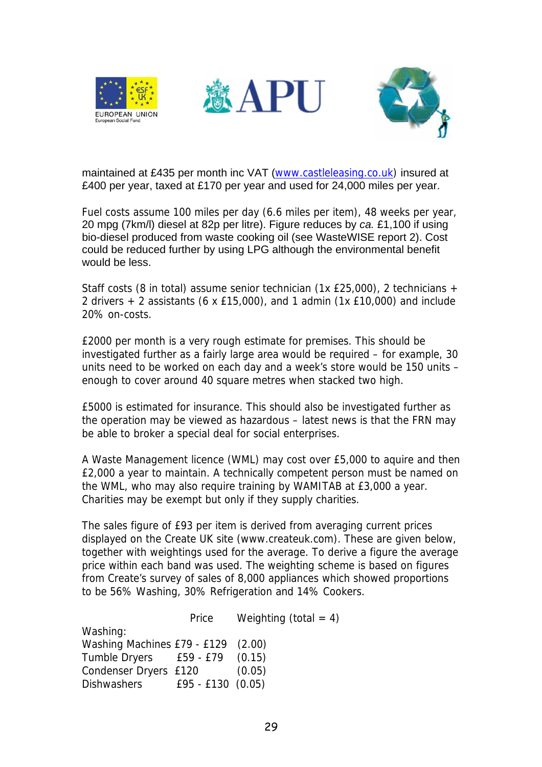maintained at £435 per month inc VAT (www.castleleasing.co.uk) insured at £400 per year, taxed at £170 per year and used for 24,000 miles per year.

Fuel costs assume 100 miles per day (6.6 miles per item), 48 weeks per year, 20 mpg (7km/l) diesel at 82p per litre). Figure reduces by *ca.* £1,100 if using bio-diesel produced from waste cooking oil (see WasteWISE report 2). Cost could be reduced further by using LPG although the environmental benefit would be less.

Staff costs (8 in total) assume senior technician (1x £25,000), 2 technicians + 2 drivers + 2 assistants (6 x £15,000), and 1 admin (1x £10,000) and include 20% on-costs.

£2000 per month is a very rough estimate for premises. This should be investigated further as a fairly large area would be required – for example, 30 units need to be worked on each day and a week's store would be 150 units – enough to cover around 40 square metres when stacked two high.

£5000 is estimated for insurance. This should also be investigated further as the operation may be viewed as hazardous – latest news is that the FRN may be able to broker a special deal for social enterprises.

A Waste Management licence (WML) may cost over £5,000 to aquire and then £2,000 a year to maintain. A technically competent person must be named on the WML, who may also require training by WAMITAB at £3,000 a year. Charities may be exempt but only if they supply charities.

The sales figure of £93 per item is derived from averaging current prices displayed on the Create UK site (www.createuk.com). These are given below, together with weightings used for the average. To derive a figure the average price within each band was used. The weighting scheme is based on figures from Create's survey of sales of 8,000 appliances which showed proportions to be 56% Washing, 30% Refrigeration and 14% Cookers.

| | Price | Weighting (total = 4) |
|---|---|---|
| Washing: | | |
| Washing Machines | £79 - £129 | (2.00) |
| Tumble Dryers | £59 - £79 | (0.15) |
| Condenser Dryers | £120 | (0.05) |
| Dishwashers | £95 - £130 | (0.05) |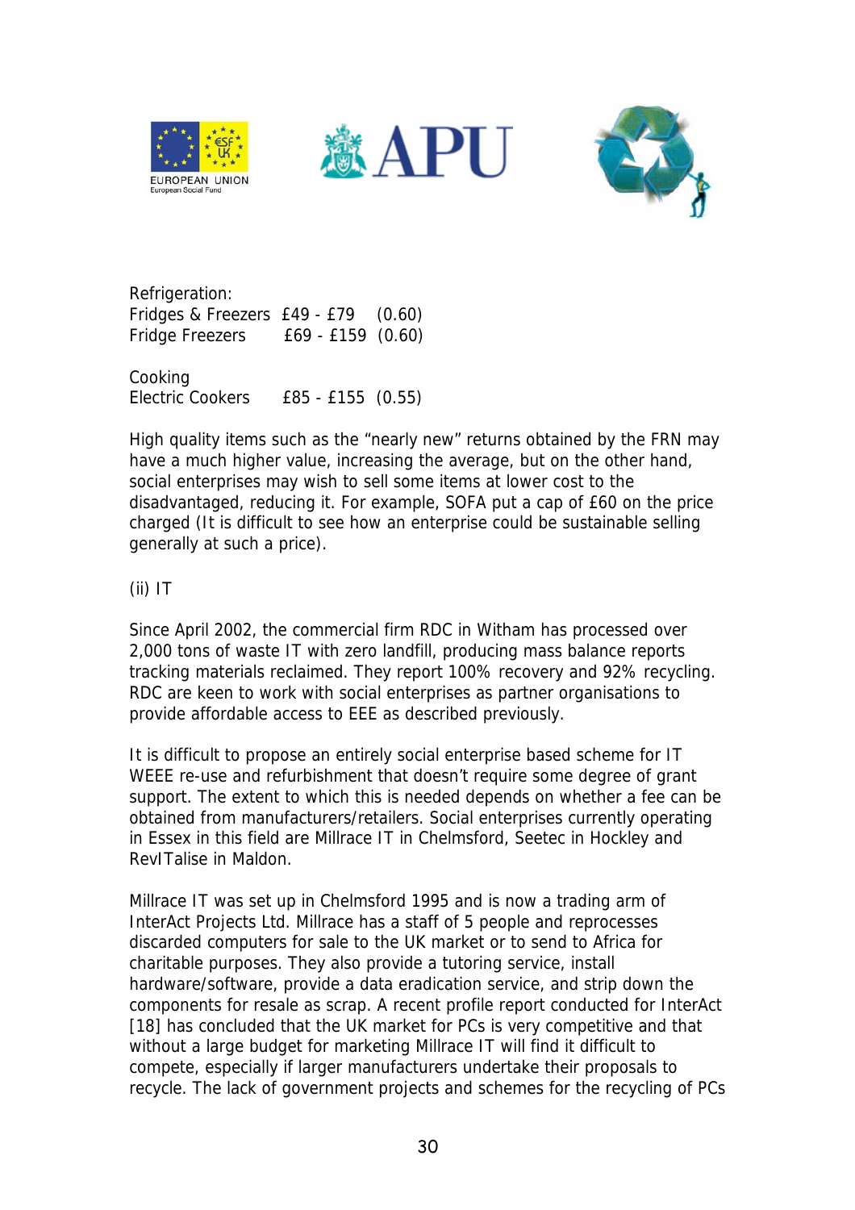Refrigeration:

| | | |
|---|---|---|
| Fridges & Freezers | £49 - £79 | (0.60) |
| Fridge Freezers | £69 - £159 | (0.60) |

Cooking

| | | |
|---|---|---|
| Electric Cookers | £85 - £155 | (0.55) |

High quality items such as the "nearly new" returns obtained by the FRN may have a much higher value, increasing the average, but on the other hand, social enterprises may wish to sell some items at lower cost to the disadvantaged, reducing it. For example, SOFA put a cap of £60 on the price charged (It is difficult to see how an enterprise could be sustainable selling generally at such a price).

(ii) IT

Since April 2002, the commercial firm RDC in Witham has processed over 2,000 tons of waste IT with zero landfill, producing mass balance reports tracking materials reclaimed. They report 100% recovery and 92% recycling. RDC are keen to work with social enterprises as partner organisations to provide affordable access to EEE as described previously.

It is difficult to propose an entirely social enterprise based scheme for IT WEEE re-use and refurbishment that doesn't require some degree of grant support. The extent to which this is needed depends on whether a fee can be obtained from manufacturers/retailers. Social enterprises currently operating in Essex in this field are Millrace IT in Chelmsford, Seetec in Hockley and RevITalise in Maldon.

Millrace IT was set up in Chelmsford 1995 and is now a trading arm of InterAct Projects Ltd. Millrace has a staff of 5 people and reprocesses discarded computers for sale to the UK market or to send to Africa for charitable purposes. They also provide a tutoring service, install hardware/software, provide a data eradication service, and strip down the components for resale as scrap. A recent profile report conducted for InterAct [18] has concluded that the UK market for PCs is very competitive and that without a large budget for marketing Millrace IT will find it difficult to compete, especially if larger manufacturers undertake their proposals to recycle. The lack of government projects and schemes for the recycling of PCs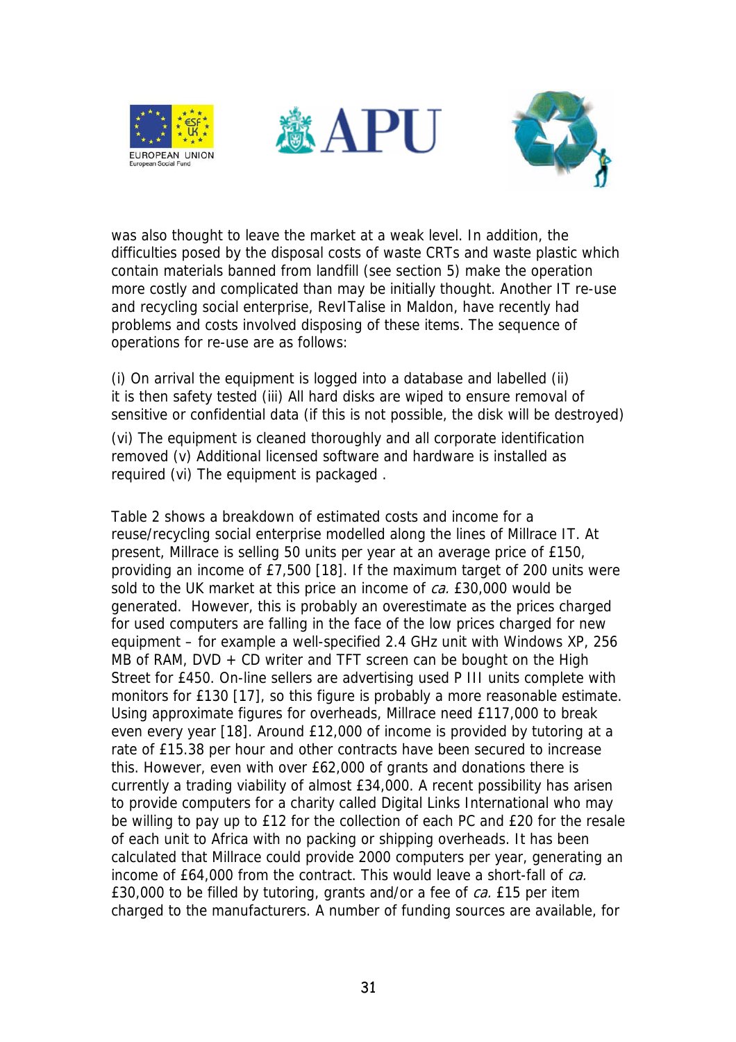was also thought to leave the market at a weak level. In addition, the difficulties posed by the disposal costs of waste CRTs and waste plastic which contain materials banned from landfill (see section 5) make the operation more costly and complicated than may be initially thought. Another IT re-use and recycling social enterprise, RevITalise in Maldon, have recently had problems and costs involved disposing of these items. The sequence of operations for re-use are as follows:

(i) On arrival the equipment is logged into a database and labelled (ii) it is then safety tested (iii) All hard disks are wiped to ensure removal of sensitive or confidential data (if this is not possible, the disk will be destroyed)

(vi) The equipment is cleaned thoroughly and all corporate identification removed (v) Additional licensed software and hardware is installed as required (vi) The equipment is packaged .

Table 2 shows a breakdown of estimated costs and income for a reuse/recycling social enterprise modelled along the lines of Millrace IT. At present, Millrace is selling 50 units per year at an average price of £150, providing an income of £7,500 [18]. If the maximum target of 200 units were sold to the UK market at this price an income of *ca.* £30,000 would be generated. However, this is probably an overestimate as the prices charged for used computers are falling in the face of the low prices charged for new equipment – for example a well-specified 2.4 GHz unit with Windows XP, 256 MB of RAM, DVD + CD writer and TFT screen can be bought on the High Street for £450. On-line sellers are advertising used P III units complete with monitors for £130 [17], so this figure is probably a more reasonable estimate. Using approximate figures for overheads, Millrace need £117,000 to break even every year [18]. Around £12,000 of income is provided by tutoring at a rate of £15.38 per hour and other contracts have been secured to increase this. However, even with over £62,000 of grants and donations there is currently a trading viability of almost £34,000. A recent possibility has arisen to provide computers for a charity called Digital Links International who may be willing to pay up to £12 for the collection of each PC and £20 for the resale of each unit to Africa with no packing or shipping overheads. It has been calculated that Millrace could provide 2000 computers per year, generating an income of £64,000 from the contract. This would leave a short-fall of *ca.* £30,000 to be filled by tutoring, grants and/or a fee of *ca.* £15 per item charged to the manufacturers. A number of funding sources are available, for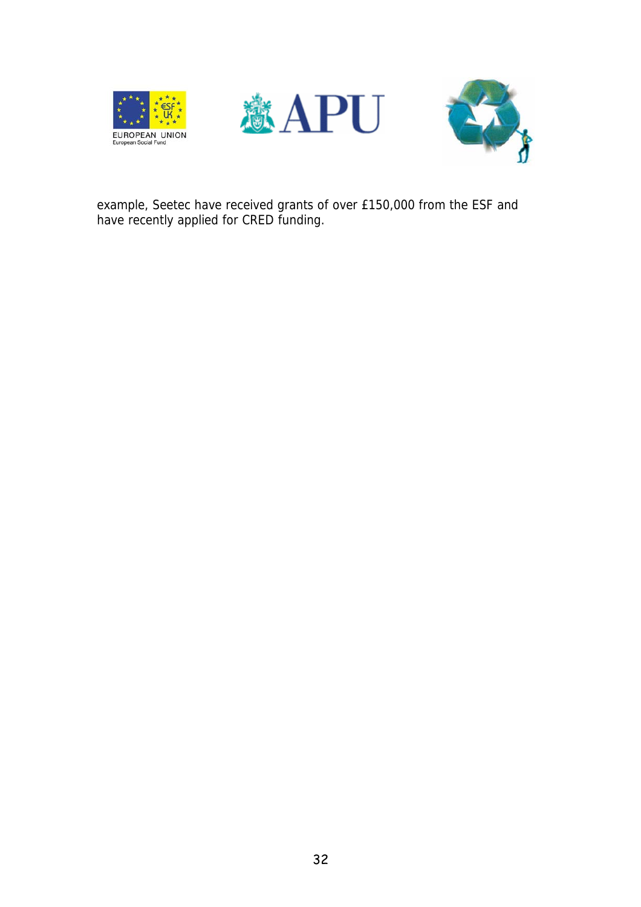example, Seetec have received grants of over £150,000 from the ESF and have recently applied for CRED funding.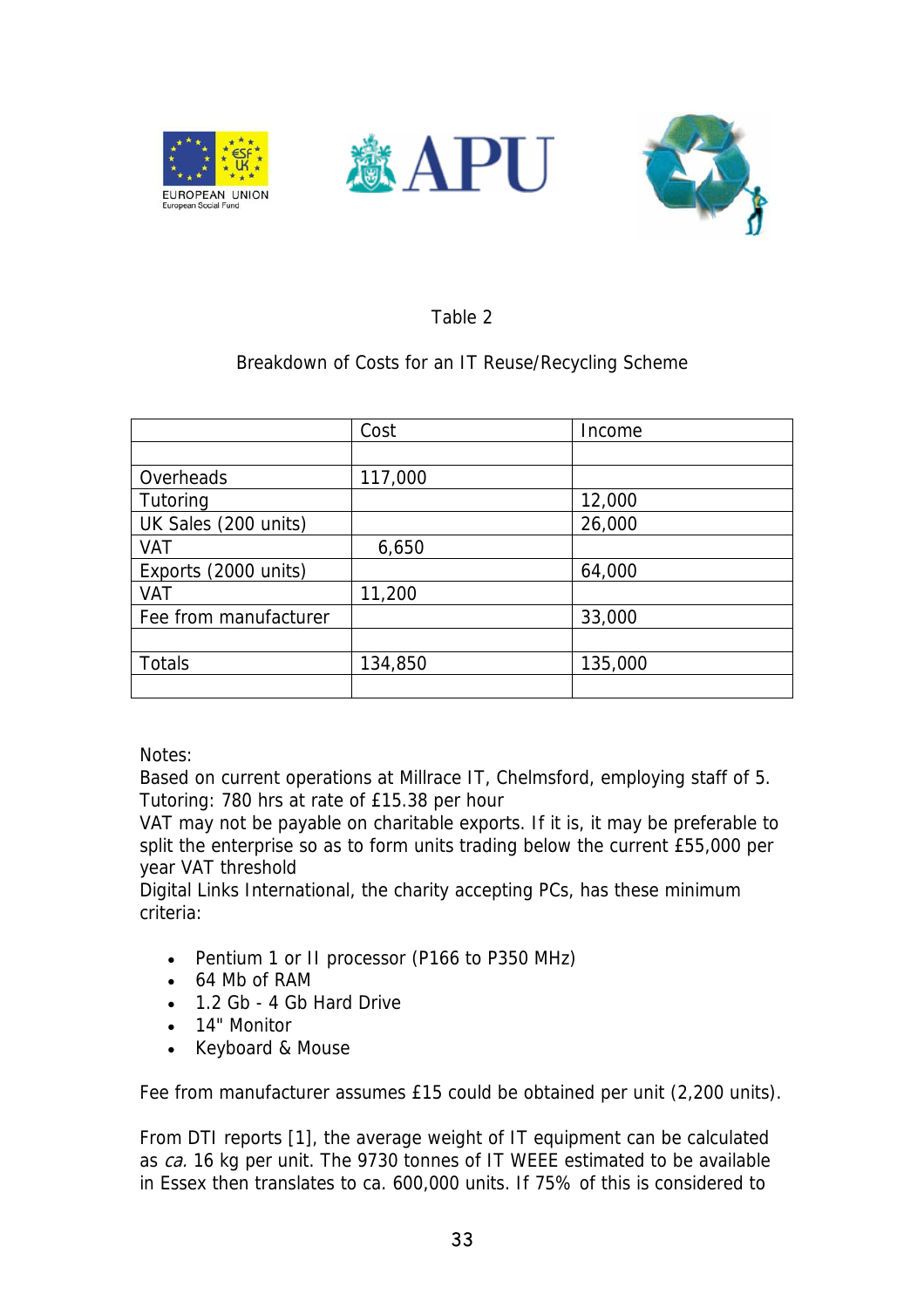Table 2

Breakdown of Costs for an IT Reuse/Recycling Scheme

| | Cost | Income |
|---|---|---|
| | | |
| Overheads | 117,000 | |
| Tutoring | | 12,000 |
| UK Sales (200 units) | | 26,000 |
| VAT | 6,650 | |
| Exports (2000 units) | | 64,000 |
| VAT | 11,200 | |
| Fee from manufacturer | | 33,000 |
| | | |
| Totals | 134,850 | 135,000 |
| | | |

Notes:
Based on current operations at Millrace IT, Chelmsford, employing staff of 5.
Tutoring: 780 hrs at rate of £15.38 per hour
VAT may not be payable on charitable exports. If it is, it may be preferable to split the enterprise so as to form units trading below the current £55,000 per year VAT threshold
Digital Links International, the charity accepting PCs, has these minimum criteria:

- Pentium 1 or II processor (P166 to P350 MHz)
- 64 Mb of RAM
- 1.2 Gb - 4 Gb Hard Drive
- 14" Monitor
- Keyboard & Mouse

Fee from manufacturer assumes £15 could be obtained per unit (2,200 units).

From DTI reports [1], the average weight of IT equipment can be calculated as *ca.* 16 kg per unit. The 9730 tonnes of IT WEEE estimated to be available in Essex then translates to ca. 600,000 units. If 75% of this is considered to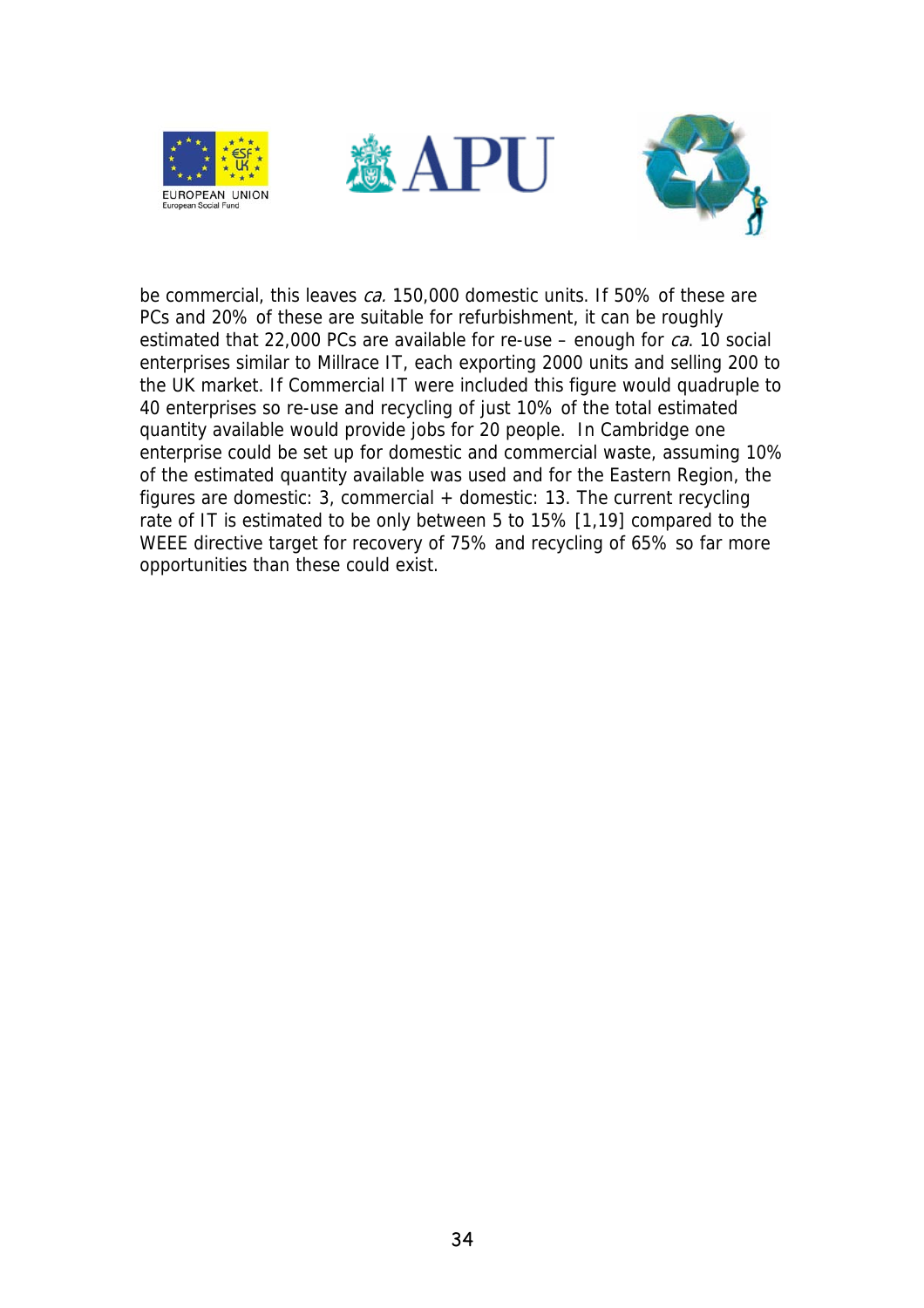be commercial, this leaves *ca.* 150,000 domestic units. If 50% of these are PCs and 20% of these are suitable for refurbishment, it can be roughly estimated that 22,000 PCs are available for re-use – enough for *ca*. 10 social enterprises similar to Millrace IT, each exporting 2000 units and selling 200 to the UK market. If Commercial IT were included this figure would quadruple to 40 enterprises so re-use and recycling of just 10% of the total estimated quantity available would provide jobs for 20 people. In Cambridge one enterprise could be set up for domestic and commercial waste, assuming 10% of the estimated quantity available was used and for the Eastern Region, the figures are domestic: 3, commercial + domestic: 13. The current recycling rate of IT is estimated to be only between 5 to 15% [1,19] compared to the WEEE directive target for recovery of 75% and recycling of 65% so far more opportunities than these could exist.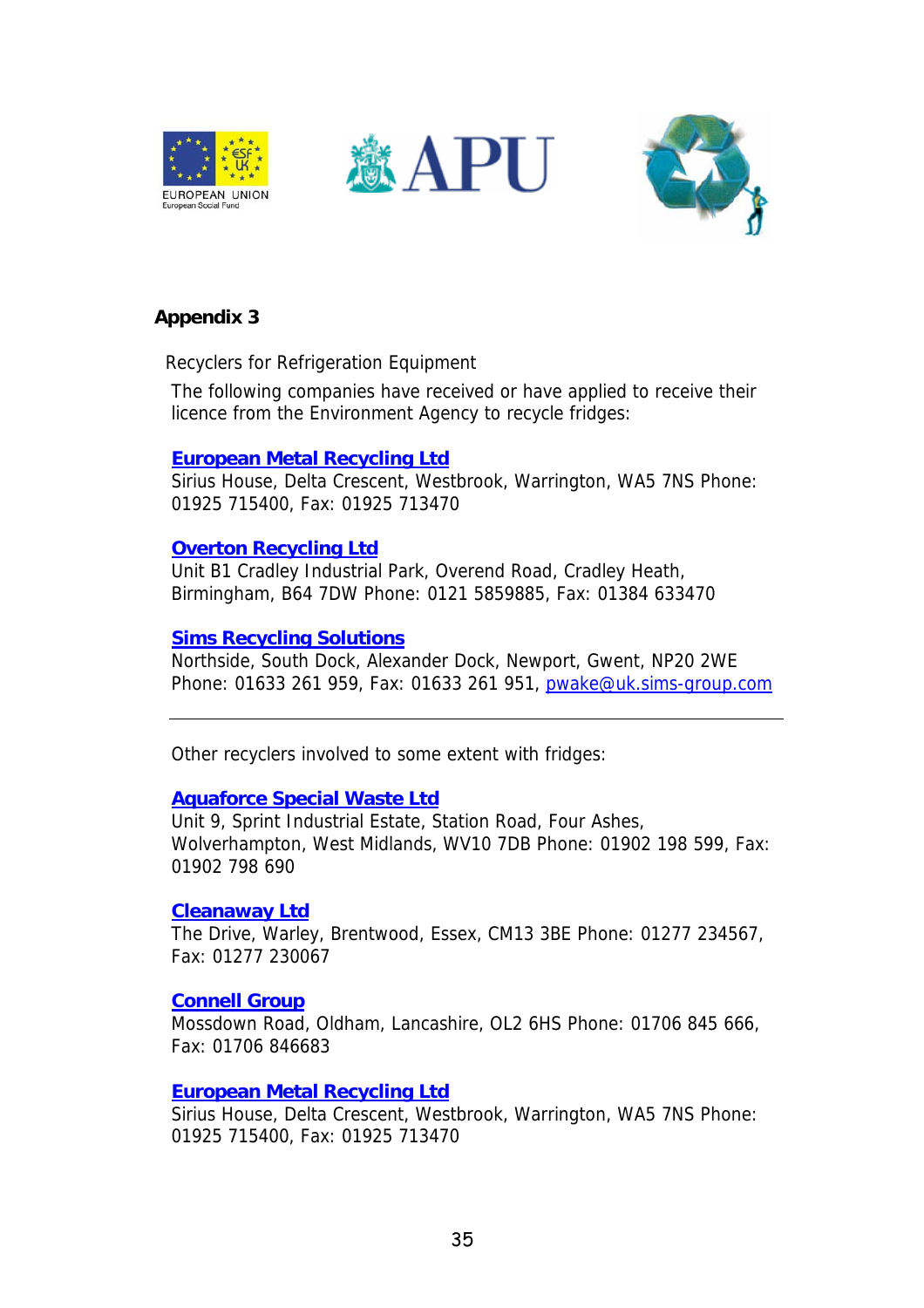## Appendix 3

Recyclers for Refrigeration Equipment

The following companies have received or have applied to receive their licence from the Environment Agency to recycle fridges:

**European Metal Recycling Ltd**
Sirius House, Delta Crescent, Westbrook, Warrington, WA5 7NS Phone: 01925 715400, Fax: 01925 713470

**Overton Recycling Ltd**
Unit B1 Cradley Industrial Park, Overend Road, Cradley Heath, Birmingham, B64 7DW Phone: 0121 5859885, Fax: 01384 633470

**Sims Recycling Solutions**
Northside, South Dock, Alexander Dock, Newport, Gwent, NP20 2WE Phone: 01633 261 959, Fax: 01633 261 951, pwake@uk.sims-group.com

---

Other recyclers involved to some extent with fridges:

**Aquaforce Special Waste Ltd**
Unit 9, Sprint Industrial Estate, Station Road, Four Ashes, Wolverhampton, West Midlands, WV10 7DB Phone: 01902 198 599, Fax: 01902 798 690

**Cleanaway Ltd**
The Drive, Warley, Brentwood, Essex, CM13 3BE Phone: 01277 234567, Fax: 01277 230067

**Connell Group**
Mossdown Road, Oldham, Lancashire, OL2 6HS Phone: 01706 845 666, Fax: 01706 846683

**European Metal Recycling Ltd**
Sirius House, Delta Crescent, Westbrook, Warrington, WA5 7NS Phone: 01925 715400, Fax: 01925 713470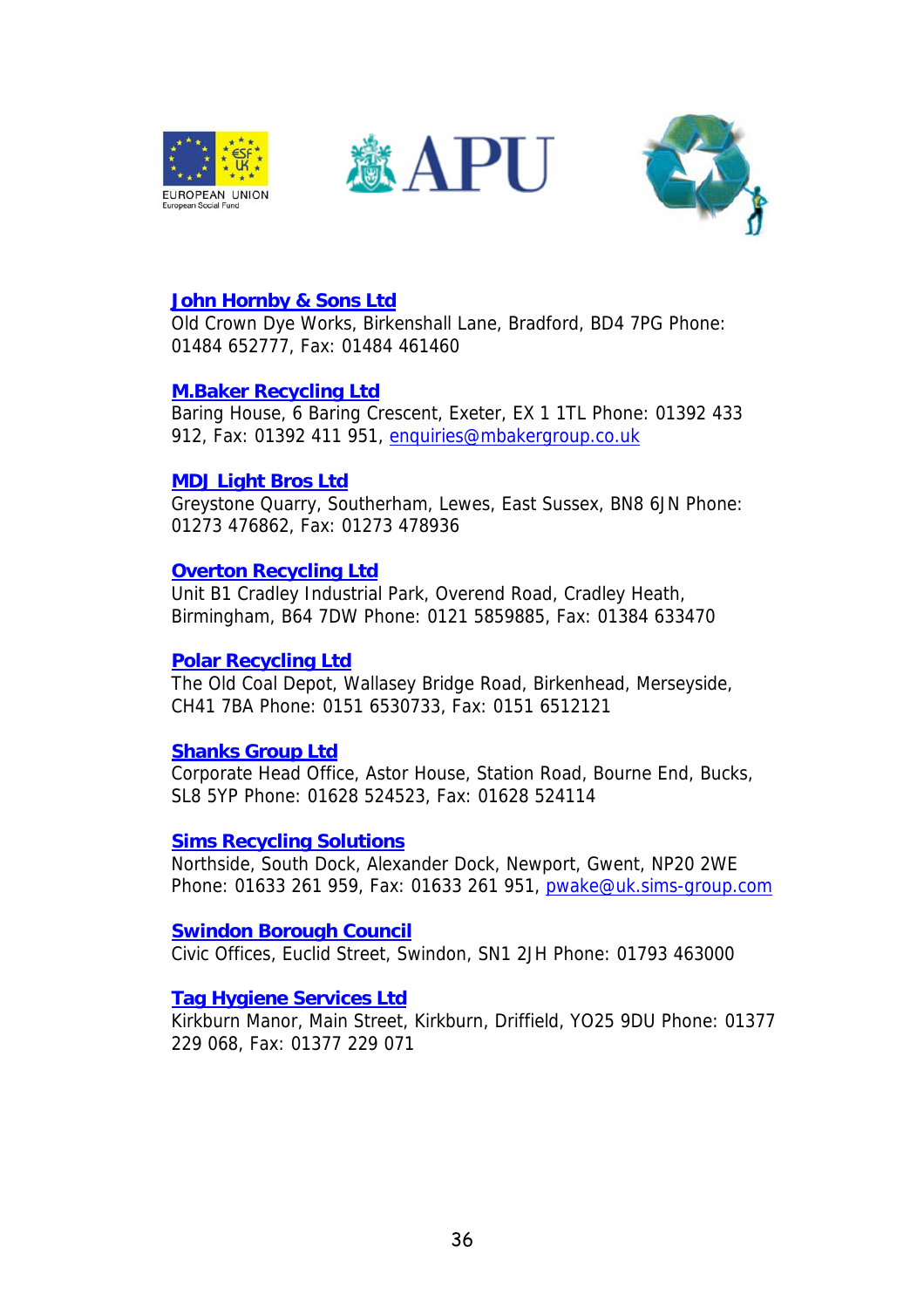**John Hornby & Sons Ltd**
Old Crown Dye Works, Birkenshall Lane, Bradford, BD4 7PG Phone: 01484 652777, Fax: 01484 461460

**M.Baker Recycling Ltd**
Baring House, 6 Baring Crescent, Exeter, EX 1 1TL Phone: 01392 433 912, Fax: 01392 411 951, enquiries@mbakergroup.co.uk

**MDJ Light Bros Ltd**
Greystone Quarry, Southerham, Lewes, East Sussex, BN8 6JN Phone: 01273 476862, Fax: 01273 478936

**Overton Recycling Ltd**
Unit B1 Cradley Industrial Park, Overend Road, Cradley Heath, Birmingham, B64 7DW Phone: 0121 5859885, Fax: 01384 633470

**Polar Recycling Ltd**
The Old Coal Depot, Wallasey Bridge Road, Birkenhead, Merseyside, CH41 7BA Phone: 0151 6530733, Fax: 0151 6512121

**Shanks Group Ltd**
Corporate Head Office, Astor House, Station Road, Bourne End, Bucks, SL8 5YP Phone: 01628 524523, Fax: 01628 524114

**Sims Recycling Solutions**
Northside, South Dock, Alexander Dock, Newport, Gwent, NP20 2WE Phone: 01633 261 959, Fax: 01633 261 951, pwake@uk.sims-group.com

**Swindon Borough Council**
Civic Offices, Euclid Street, Swindon, SN1 2JH Phone: 01793 463000

**Tag Hygiene Services Ltd**
Kirkburn Manor, Main Street, Kirkburn, Driffield, YO25 9DU Phone: 01377 229 068, Fax: 01377 229 071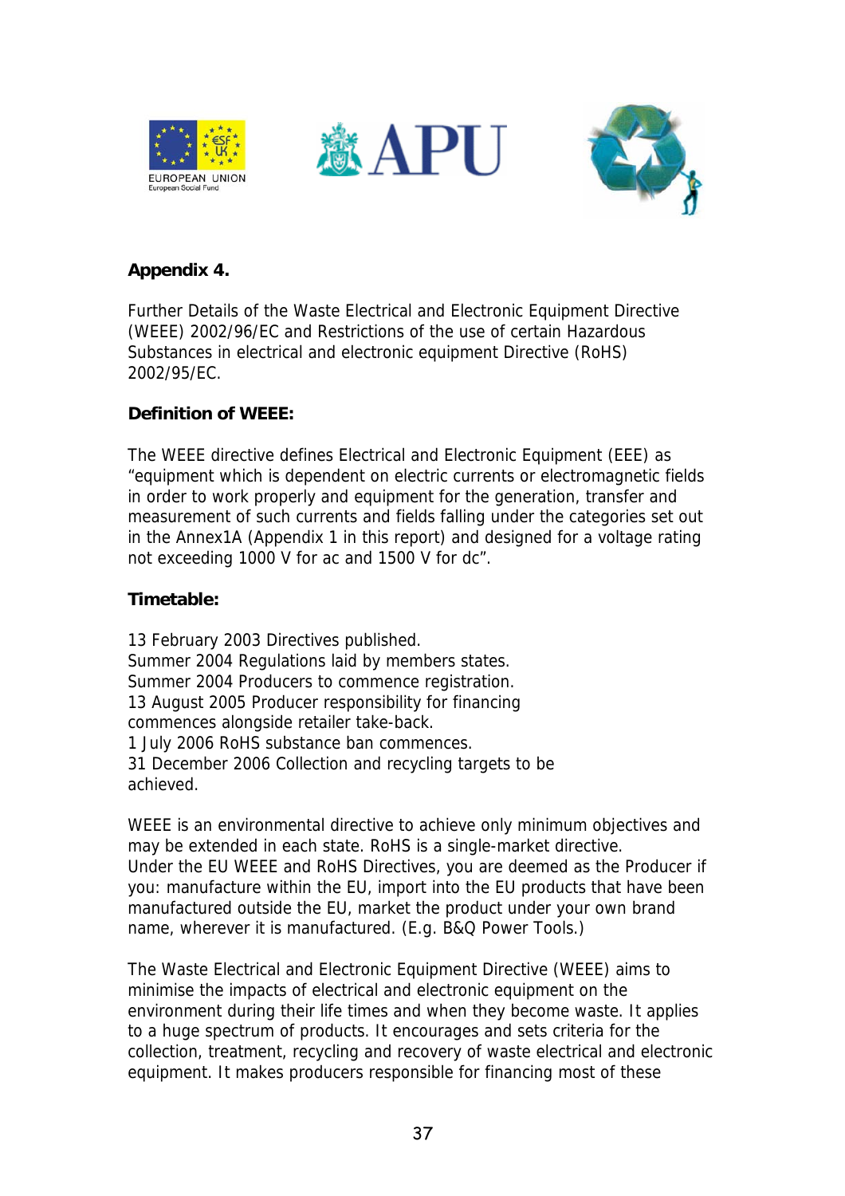**Appendix 4.**

Further Details of the Waste Electrical and Electronic Equipment Directive (WEEE) 2002/96/EC and Restrictions of the use of certain Hazardous Substances in electrical and electronic equipment Directive (RoHS) 2002/95/EC.

**Definition of WEEE:**

The WEEE directive defines Electrical and Electronic Equipment (EEE) as "equipment which is dependent on electric currents or electromagnetic fields in order to work properly and equipment for the generation, transfer and measurement of such currents and fields falling under the categories set out in the Annex1A (Appendix 1 in this report) and designed for a voltage rating not exceeding 1000 V for ac and 1500 V for dc".

**Timetable:**

13 February 2003 Directives published.
Summer 2004 Regulations laid by members states.
Summer 2004 Producers to commence registration.
13 August 2005 Producer responsibility for financing commences alongside retailer take-back.
1 July 2006 RoHS substance ban commences.
31 December 2006 Collection and recycling targets to be achieved.

WEEE is an environmental directive to achieve only minimum objectives and may be extended in each state. RoHS is a single-market directive.
Under the EU WEEE and RoHS Directives, you are deemed as the Producer if you: manufacture within the EU, import into the EU products that have been manufactured outside the EU, market the product under your own brand name, wherever it is manufactured. (E.g. B&Q Power Tools.)

The Waste Electrical and Electronic Equipment Directive (WEEE) aims to minimise the impacts of electrical and electronic equipment on the environment during their life times and when they become waste. It applies to a huge spectrum of products. It encourages and sets criteria for the collection, treatment, recycling and recovery of waste electrical and electronic equipment. It makes producers responsible for financing most of these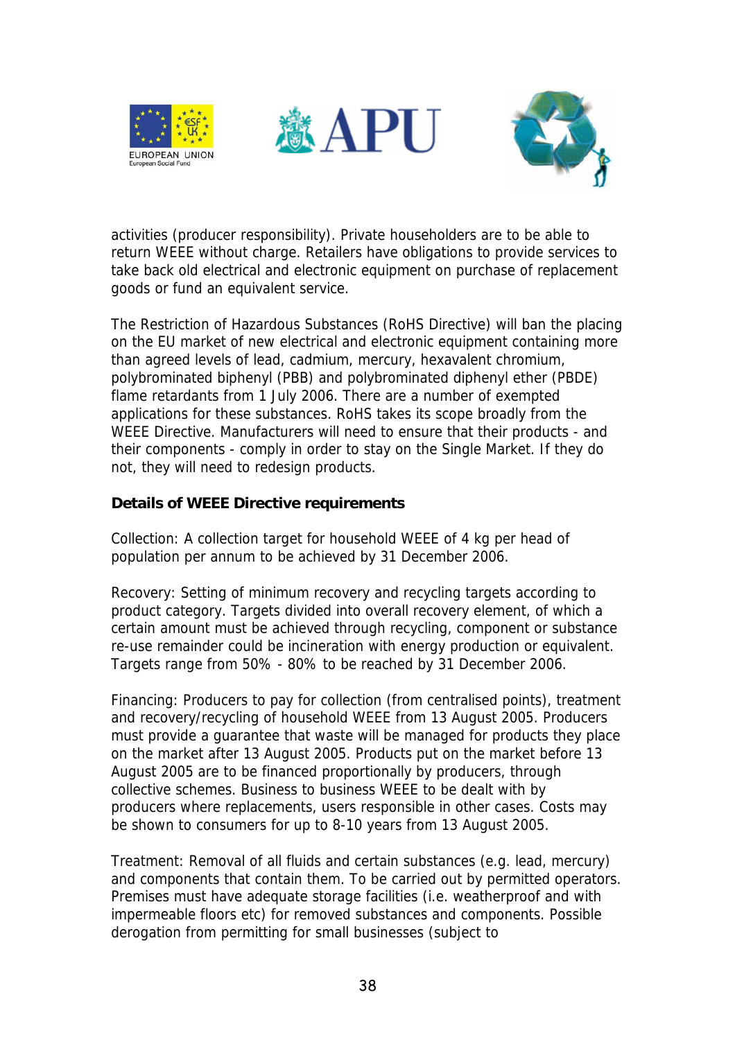activities (producer responsibility). Private householders are to be able to return WEEE without charge. Retailers have obligations to provide services to take back old electrical and electronic equipment on purchase of replacement goods or fund an equivalent service.

The Restriction of Hazardous Substances (RoHS Directive) will ban the placing on the EU market of new electrical and electronic equipment containing more than agreed levels of lead, cadmium, mercury, hexavalent chromium, polybrominated biphenyl (PBB) and polybrominated diphenyl ether (PBDE) flame retardants from 1 July 2006. There are a number of exempted applications for these substances. RoHS takes its scope broadly from the WEEE Directive. Manufacturers will need to ensure that their products - and their components - comply in order to stay on the Single Market. If they do not, they will need to redesign products.

**Details of WEEE Directive requirements**

Collection: A collection target for household WEEE of 4 kg per head of population per annum to be achieved by 31 December 2006.

Recovery: Setting of minimum recovery and recycling targets according to product category. Targets divided into overall recovery element, of which a certain amount must be achieved through recycling, component or substance re-use remainder could be incineration with energy production or equivalent. Targets range from 50% - 80% to be reached by 31 December 2006.

Financing: Producers to pay for collection (from centralised points), treatment and recovery/recycling of household WEEE from 13 August 2005. Producers must provide a guarantee that waste will be managed for products they place on the market after 13 August 2005. Products put on the market before 13 August 2005 are to be financed proportionally by producers, through collective schemes. Business to business WEEE to be dealt with by producers where replacements, users responsible in other cases. Costs may be shown to consumers for up to 8-10 years from 13 August 2005.

Treatment: Removal of all fluids and certain substances (e.g. lead, mercury) and components that contain them. To be carried out by permitted operators. Premises must have adequate storage facilities (i.e. weatherproof and with impermeable floors etc) for removed substances and components. Possible derogation from permitting for small businesses (subject to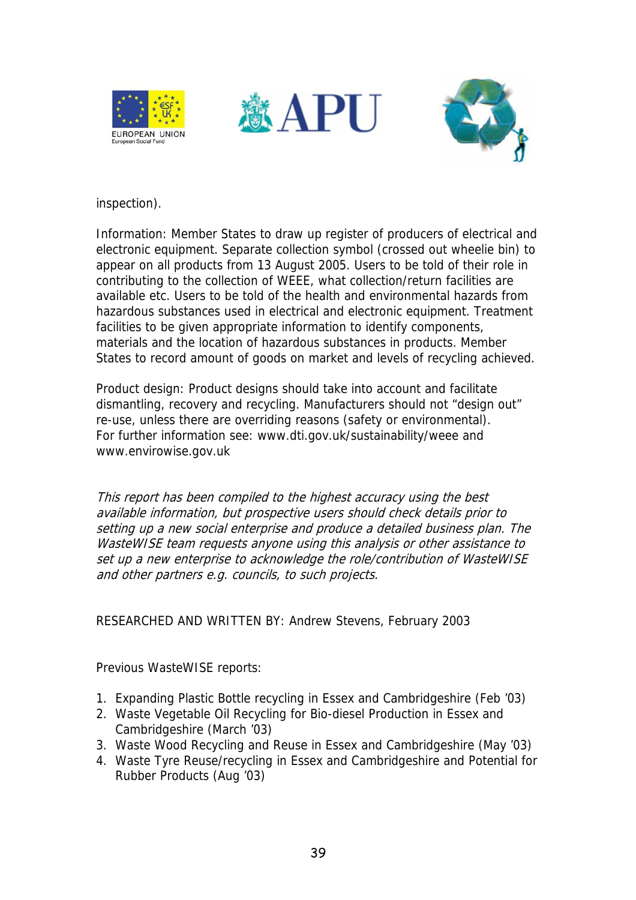inspection).

Information: Member States to draw up register of producers of electrical and electronic equipment. Separate collection symbol (crossed out wheelie bin) to appear on all products from 13 August 2005. Users to be told of their role in contributing to the collection of WEEE, what collection/return facilities are available etc. Users to be told of the health and environmental hazards from hazardous substances used in electrical and electronic equipment. Treatment facilities to be given appropriate information to identify components, materials and the location of hazardous substances in products. Member States to record amount of goods on market and levels of recycling achieved.

Product design: Product designs should take into account and facilitate dismantling, recovery and recycling. Manufacturers should not "design out" re-use, unless there are overriding reasons (safety or environmental).
For further information see: www.dti.gov.uk/sustainability/weee and www.envirowise.gov.uk

*This report has been compiled to the highest accuracy using the best available information, but prospective users should check details prior to setting up a new social enterprise and produce a detailed business plan. The WasteWISE team requests anyone using this analysis or other assistance to set up a new enterprise to acknowledge the role/contribution of WasteWISE and other partners e.g. councils, to such projects.*

RESEARCHED AND WRITTEN BY: Andrew Stevens, February 2003

Previous WasteWISE reports:

1. Expanding Plastic Bottle recycling in Essex and Cambridgeshire (Feb '03)
2. Waste Vegetable Oil Recycling for Bio-diesel Production in Essex and Cambridgeshire (March '03)
3. Waste Wood Recycling and Reuse in Essex and Cambridgeshire (May '03)
4. Waste Tyre Reuse/recycling in Essex and Cambridgeshire and Potential for Rubber Products (Aug '03)